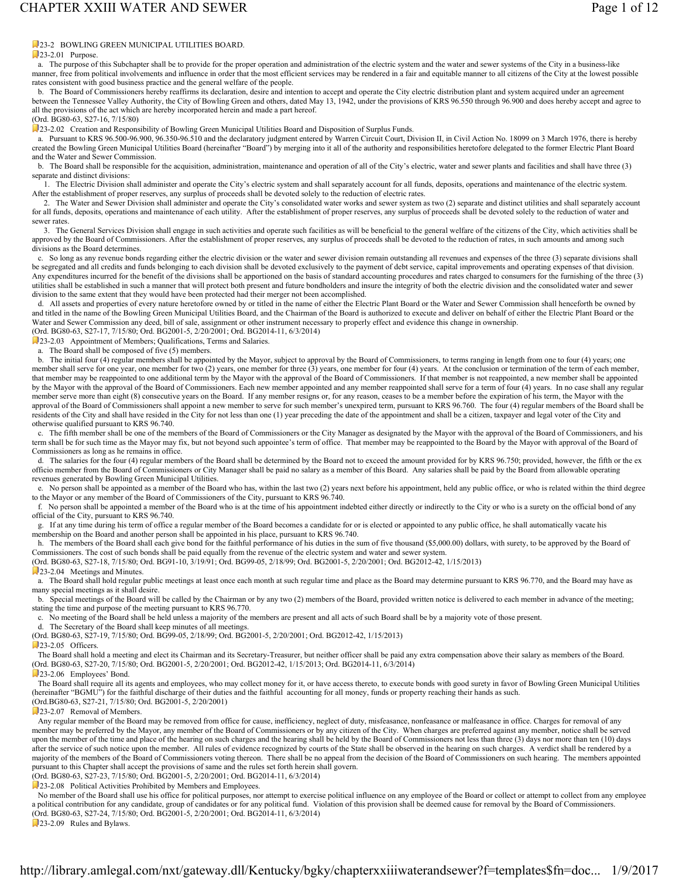## 23-2 BOWLING GREEN MUNICIPAL UTILITIES BOARD.

### 23-2.01 Purpose.

a. The purpose of this Subchapter shall be to provide for the proper operation and administration of the electric system and the water and sewer systems of the City in a business-like manner, free from political involvements and influence in order that the most efficient services may be rendered in a fair and equitable manner to all citizens of the City at the lowest possible rates consistent with good business practice and the general welfare of the people.

b. The Board of Commissioners hereby reaffirms its declaration, desire and intention to accept and operate the City electric distribution plant and system acquired under an agreement between the Tennessee Valley Authority, the City of Bowling Green and others, dated May 13, 1942, under the provisions of KRS 96.550 through 96.900 and does hereby accept and agree to all the provisions of the act which are hereby incorporated herein and made a part hereof.

(Ord. BG80-63, S27-16, 7/15/80)

### 23-2.02 Creation and Responsibility of Bowling Green Municipal Utilities Board and Disposition of Surplus Funds.

a. Pursuant to KRS 96.500-96.900, 96.350-96.510 and the declaratory judgment entered by Warren Circuit Court, Division II, in Civil Action No. 18099 on 3 March 1976, there is hereby created the Bowling Green Municipal Utilities Board (hereinafter "Board") by merging into it all of the authority and responsibilities heretofore delegated to the former Electric Plant Board and the Water and Sewer Commission.

b. The Board shall be responsible for the acquisition, administration, maintenance and operation of all of the City's electric, water and sewer plants and facilities and shall have three (3) separate and distinct divisions:

1. The Electric Division shall administer and operate the City's electric system and shall separately account for all funds, deposits, operations and maintenance of the electric system. After the establishment of proper reserves, any surplus of proceeds shall be devoted solely to the reduction of electric rates.

2. The Water and Sewer Division shall administer and operate the City's consolidated water works and sewer system as two (2) separate and distinct utilities and shall separately account for all funds, deposits, operations and maintenance of each utility. After the establishment of proper reserves, any surplus of proceeds shall be devoted solely to the reduction of water and sewer rates.

3. The General Services Division shall engage in such activities and operate such facilities as will be beneficial to the general welfare of the citizens of the City, which activities shall be approved by the Board of Commissioners. After the establishment of proper reserves, any surplus of proceeds shall be devoted to the reduction of rates, in such amounts and among such divisions as the Board determines.

c. So long as any revenue bonds regarding either the electric division or the water and sewer division remain outstanding all revenues and expenses of the three (3) separate divisions shall be segregated and all credits and funds belonging to each division shall be devoted exclusively to the payment of debt service, capital improvements and operating expenses of that division. Any expenditures incurred for the benefit of the divisions shall be apportioned on the basis of standard accounting procedures and rates charged to consumers for the furnishing of the three (3) utilities shall be established in such a manner that will protect both present and future bondholders and insure the integrity of both the electric division and the consolidated water and sewer division to the same extent that they would have been protected had their merger not been accomplished.

d. All assets and properties of every nature heretofore owned by or titled in the name of either the Electric Plant Board or the Water and Sewer Commission shall henceforth be owned by and titled in the name of the Bowling Green Municipal Utilities Board, and the Chairman of the Board is authorized to execute and deliver on behalf of either the Electric Plant Board or the Water and Sewer Commission any deed, bill of sale, assignment or other instrument necessary to properly effect and evidence this change in ownership.

(Ord. BG80-63, S27-17, 7/15/80; Ord. BG2001-5, 2/20/2001; Ord. BG2014-11, 6/3/2014)

### 23-2.03 Appointment of Members; Qualifications, Terms and Salaries.

a. The Board shall be composed of five (5) members.

b. The initial four (4) regular members shall be appointed by the Mayor, subject to approval by the Board of Commissioners, to terms ranging in length from one to four (4) years; one member shall serve for one year, one member for two (2) years, one member for three (3) years, one member for four (4) years. At the conclusion or termination of the term of each member, that member may be reappointed to one additional term by the Mayor with the approval of the Board of Commissioners. If that member is not reappointed, a new member shall be appointed by the Mayor with the approval of the Board of Commissioners. Each new member appointed and any member reappointed shall serve for a term of four (4) years. In no case shall any regular member serve more than eight (8) consecutive years on the Board. If any member resigns or, for any reason, ceases to be a member before the expiration of his term, the Mayor with the approval of the Board of Commissioners shall appoint a new member to serve for such member's unexpired term, pursuant to KRS 96.760. The four (4) regular members of the Board shall be residents of the City and shall have resided in the City for not less than one (1) year preceding the date of the appointment and shall be a citizen, taxpayer and legal voter of the City and otherwise qualified pursuant to KRS 96.740.

c. The fifth member shall be one of the members of the Board of Commissioners or the City Manager as designated by the Mayor with the approval of the Board of Commissioners, and his term shall be for such time as the Mayor may fix, but not beyond such appointee's term of office. That member may be reappointed to the Board by the Mayor with approval of the Board of Commissioners as long as he remains in office.

d. The salaries for the four (4) regular members of the Board shall be determined by the Board not to exceed the amount provided for by KRS 96.750; provided, however, the fifth or the ex officio member from the Board of Commissioners or City Manager shall be paid no salary as a member of this Board. Any salaries shall be paid by the Board from allowable operating revenues generated by Bowling Green Municipal Utilities.

e. No person shall be appointed as a member of the Board who has, within the last two (2) years next before his appointment, held any public office, or who is related within the third degree to the Mayor or any member of the Board of Commissioners of the City, pursuant to KRS 96.740.

f. No person shall be appointed a member of the Board who is at the time of his appointment indebted either directly or indirectly to the City or who is a surety on the official bond of any official of the City, pursuant to KRS 96.740.

g. If at any time during his term of office a regular member of the Board becomes a candidate for or is elected or appointed to any public office, he shall automatically vacate his membership on the Board and another person shall be appointed in his place, pursuant to KRS 96.740.

h. The members of the Board shall each give bond for the faithful performance of his duties in the sum of five thousand ($5,000.00) dollars, with surety, to be approved by the Board of Commissioners. The cost of such bonds shall be paid equally from the revenue of the electric system and water and sewer system.

(Ord. BG80-63, S27-18, 7/15/80; Ord. BG91-10, 3/19/91; Ord. BG99-05, 2/18/99; Ord. BG2001-5, 2/20/2001; Ord. BG2012-42, 1/15/2013)

### 23-2.04 Meetings and Minutes.

a. The Board shall hold regular public meetings at least once each month at such regular time and place as the Board may determine pursuant to KRS 96.770, and the Board may have as many special meetings as it shall desire.

b. Special meetings of the Board will be called by the Chairman or by any two (2) members of the Board, provided written notice is delivered to each member in advance of the meeting; stating the time and purpose of the meeting pursuant to KRS 96.770.

c. No meeting of the Board shall be held unless a majority of the members are present and all acts of such Board shall be by a majority vote of those present.

d. The Secretary of the Board shall keep minutes of all meetings.

(Ord. BG80-63, S27-19, 7/15/80; Ord. BG99-05, 2/18/99; Ord. BG2001-5, 2/20/2001; Ord. BG2012-42, 1/15/2013)

### 23-2.05 Officers.

The Board shall hold a meeting and elect its Chairman and its Secretary-Treasurer, but neither officer shall be paid any extra compensation above their salary as members of the Board.

(Ord. BG80-63, S27-20, 7/15/80; Ord. BG2001-5, 2/20/2001; Ord. BG2012-42, 1/15/2013; Ord. BG2014-11, 6/3/2014)

### 23-2.06 Employees' Bond.

The Board shall require all its agents and employees, who may collect money for it, or have access thereto, to execute bonds with good surety in favor of Bowling Green Municipal Utilities (hereinafter "BGMU") for the faithful discharge of their duties and the faithful accounting for all money, funds or property reaching their hands as such.

(Ord.BG80-63, S27-21, 7/15/80; Ord. BG2001-5, 2/20/2001)

### 23-2.07 Removal of Members.

Any regular member of the Board may be removed from office for cause, inefficiency, neglect of duty, misfeasance, nonfeasance or malfeasance in office. Charges for removal of any member may be preferred by the Mayor, any member of the Board of Commissioners or by any citizen of the City. When charges are preferred against any member, notice shall be served upon the member of the time and place of the hearing on such charges and the hearing shall be held by the Board of Commissioners not less than three (3) days nor more than ten (10) days after the service of such notice upon the member. All rules of evidence recognized by courts of the State shall be observed in the hearing on such charges. A verdict shall be rendered by a majority of the members of the Board of Commissioners voting thereon. There shall be no appeal from the decision of the Board of Commissioners on such hearing. The members appointed pursuant to this Chapter shall accept the provisions of same and the rules set forth herein shall govern.

(Ord. BG80-63, S27-23, 7/15/80; Ord. BG2001-5, 2/20/2001; Ord. BG2014-11, 6/3/2014)

### 23-2.08 Political Activities Prohibited by Members and Employees.

No member of the Board shall use his office for political purposes, nor attempt to exercise political influence on any employee of the Board or collect or attempt to collect from any employee a political contribution for any candidate, group of candidates or for any political fund. Violation of this provision shall be deemed cause for removal by the Board of Commissioners.

(Ord. BG80-63, S27-24, 7/15/80; Ord. BG2001-5, 2/20/2001; Ord. BG2014-11, 6/3/2014)

### 23-2.09 Rules and Bylaws.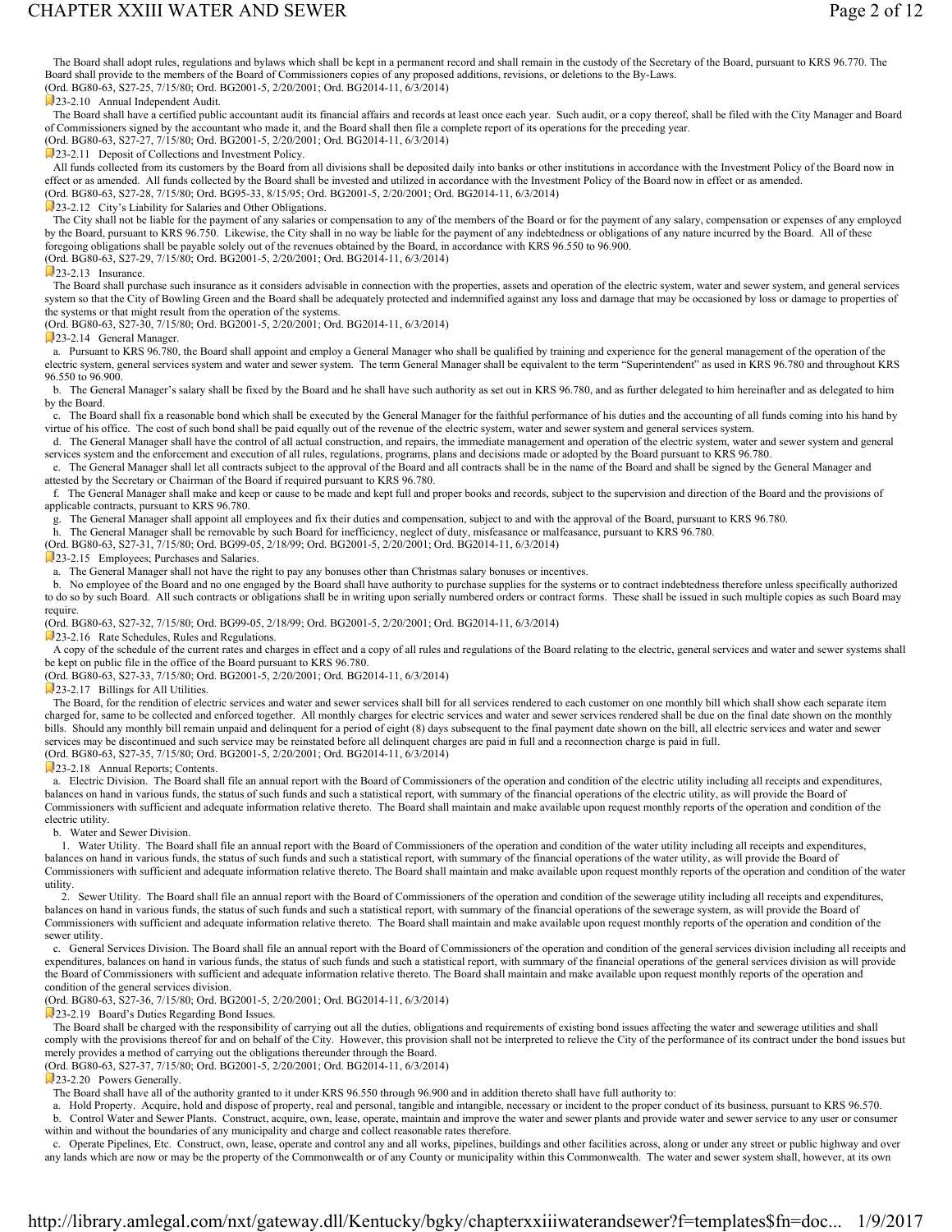The Board shall adopt rules, regulations and bylaws which shall be kept in a permanent record and shall remain in the custody of the Secretary of the Board, pursuant to KRS 96.770. The Board shall provide to the members of the Board of Commissioners copies of any proposed additions, revisions, or deletions to the By-Laws.
(Ord. BG80-63, S27-25, 7/15/80; Ord. BG2001-5, 2/20/2001; Ord. BG2014-11, 6/3/2014)

### 23-2.10 Annual Independent Audit.

The Board shall have a certified public accountant audit its financial affairs and records at least once each year. Such audit, or a copy thereof, shall be filed with the City Manager and Board of Commissioners signed by the accountant who made it, and the Board shall then file a complete report of its operations for the preceding year.
(Ord. BG80-63, S27-27, 7/15/80; Ord. BG2001-5, 2/20/2001; Ord. BG2014-11, 6/3/2014)

### 23-2.11 Deposit of Collections and Investment Policy.

All funds collected from its customers by the Board from all divisions shall be deposited daily into banks or other institutions in accordance with the Investment Policy of the Board now in effect or as amended. All funds collected by the Board shall be invested and utilized in accordance with the Investment Policy of the Board now in effect or as amended.
(Ord. BG80-63, S27-28, 7/15/80; Ord. BG95-33, 8/15/95; Ord. BG2001-5, 2/20/2001; Ord. BG2014-11, 6/3/2014)

### 23-2.12 City's Liability for Salaries and Other Obligations.

The City shall not be liable for the payment of any salaries or compensation to any of the members of the Board or for the payment of any salary, compensation or expenses of any employed by the Board, pursuant to KRS 96.750. Likewise, the City shall in no way be liable for the payment of any indebtedness or obligations of any nature incurred by the Board. All of these foregoing obligations shall be payable solely out of the revenues obtained by the Board, in accordance with KRS 96.550 to 96.900.
(Ord. BG80-63, S27-29, 7/15/80; Ord. BG2001-5, 2/20/2001; Ord. BG2014-11, 6/3/2014)

### 23-2.13 Insurance.

The Board shall purchase such insurance as it considers advisable in connection with the properties, assets and operation of the electric system, water and sewer system, and general services system so that the City of Bowling Green and the Board shall be adequately protected and indemnified against any loss and damage that may be occasioned by loss or damage to properties of the systems or that might result from the operation of the systems.
(Ord. BG80-63, S27-30, 7/15/80; Ord. BG2001-5, 2/20/2001; Ord. BG2014-11, 6/3/2014)

### 23-2.14 General Manager.

a. Pursuant to KRS 96.780, the Board shall appoint and employ a General Manager who shall be qualified by training and experience for the general management of the operation of the electric system, general services system and water and sewer system. The term General Manager shall be equivalent to the term "Superintendent" as used in KRS 96.780 and throughout KRS 96.550 to 96.900.

b. The General Manager's salary shall be fixed by the Board and he shall have such authority as set out in KRS 96.780, and as further delegated to him hereinafter and as delegated to him by the Board.

c. The Board shall fix a reasonable bond which shall be executed by the General Manager for the faithful performance of his duties and the accounting of all funds coming into his hand by virtue of his office. The cost of such bond shall be paid equally out of the revenue of the electric system, water and sewer system and general services system.

d. The General Manager shall have the control of all actual construction, and repairs, the immediate management and operation of the electric system, water and sewer system and general services system and the enforcement and execution of all rules, regulations, programs, plans and decisions made or adopted by the Board pursuant to KRS 96.780.

e. The General Manager shall let all contracts subject to the approval of the Board and all contracts shall be in the name of the Board and shall be signed by the General Manager and attested by the Secretary or Chairman of the Board if required pursuant to KRS 96.780.

f. The General Manager shall make and keep or cause to be made and kept full and proper books and records, subject to the supervision and direction of the Board and the provisions of applicable contracts, pursuant to KRS 96.780.

g. The General Manager shall appoint all employees and fix their duties and compensation, subject to and with the approval of the Board, pursuant to KRS 96.780.

h. The General Manager shall be removable by such Board for inefficiency, neglect of duty, misfeasance or malfeasance, pursuant to KRS 96.780.
(Ord. BG80-63, S27-31, 7/15/80; Ord. BG99-05, 2/18/99; Ord. BG2001-5, 2/20/2001; Ord. BG2014-11, 6/3/2014)

### 23-2.15 Employees; Purchases and Salaries.

a. The General Manager shall not have the right to pay any bonuses other than Christmas salary bonuses or incentives.

b. No employee of the Board and no one engaged by the Board shall have authority to purchase supplies for the systems or to contract indebtedness therefore unless specifically authorized to do so by such Board. All such contracts or obligations shall be in writing upon serially numbered orders or contract forms. These shall be issued in such multiple copies as such Board may require.
(Ord. BG80-63, S27-32, 7/15/80; Ord. BG99-05, 2/18/99; Ord. BG2001-5, 2/20/2001; Ord. BG2014-11, 6/3/2014)

### 23-2.16 Rate Schedules, Rules and Regulations.

A copy of the schedule of the current rates and charges in effect and a copy of all rules and regulations of the Board relating to the electric, general services and water and sewer systems shall be kept on public file in the office of the Board pursuant to KRS 96.780.
(Ord. BG80-63, S27-33, 7/15/80; Ord. BG2001-5, 2/20/2001; Ord. BG2014-11, 6/3/2014)

### 23-2.17 Billings for All Utilities.

The Board, for the rendition of electric services and water and sewer services shall bill for all services rendered to each customer on one monthly bill which shall show each separate item charged for, same to be collected and enforced together. All monthly charges for electric services and water and sewer services rendered shall be due on the final date shown on the monthly bills. Should any monthly bill remain unpaid and delinquent for a period of eight (8) days subsequent to the final payment date shown on the bill, all electric services and water and sewer services may be discontinued and such service may be reinstated before all delinquent charges are paid in full and a reconnection charge is paid in full.
(Ord. BG80-63, S27-35, 7/15/80; Ord. BG2001-5, 2/20/2001; Ord. BG2014-11, 6/3/2014)

### 23-2.18 Annual Reports; Contents.

a. Electric Division. The Board shall file an annual report with the Board of Commissioners of the operation and condition of the electric utility including all receipts and expenditures, balances on hand in various funds, the status of such funds and such a statistical report, with summary of the financial operations of the electric utility, as will provide the Board of Commissioners with sufficient and adequate information relative thereto. The Board shall maintain and make available upon request monthly reports of the operation and condition of the electric utility.

b. Water and Sewer Division.

1. Water Utility. The Board shall file an annual report with the Board of Commissioners of the operation and condition of the water utility including all receipts and expenditures, balances on hand in various funds, the status of such funds and such a statistical report, with summary of the financial operations of the water utility, as will provide the Board of Commissioners with sufficient and adequate information relative thereto. The Board shall maintain and make available upon request monthly reports of the operation and condition of the water utility.

2. Sewer Utility. The Board shall file an annual report with the Board of Commissioners of the operation and condition of the sewerage utility including all receipts and expenditures, balances on hand in various funds, the status of such funds and such a statistical report, with summary of the financial operations of the sewerage system, as will provide the Board of Commissioners with sufficient and adequate information relative thereto. The Board shall maintain and make available upon request monthly reports of the operation and condition of the sewer utility.

c. General Services Division. The Board shall file an annual report with the Board of Commissioners of the operation and condition of the general services division including all receipts and expenditures, balances on hand in various funds, the status of such funds and such a statistical report, with summary of the financial operations of the general services division as will provide the Board of Commissioners with sufficient and adequate information relative thereto. The Board shall maintain and make available upon request monthly reports of the operation and condition of the general services division.
(Ord. BG80-63, S27-36, 7/15/80; Ord. BG2001-5, 2/20/2001; Ord. BG2014-11, 6/3/2014)

### 23-2.19 Board's Duties Regarding Bond Issues.

The Board shall be charged with the responsibility of carrying out all the duties, obligations and requirements of existing bond issues affecting the water and sewerage utilities and shall comply with the provisions thereof for and on behalf of the City. However, this provision shall not be interpreted to relieve the City of the performance of its contract under the bond issues but merely provides a method of carrying out the obligations thereunder through the Board.
(Ord. BG80-63, S27-37, 7/15/80; Ord. BG2001-5, 2/20/2001; Ord. BG2014-11, 6/3/2014)

### 23-2.20 Powers Generally.

The Board shall have all of the authority granted to it under KRS 96.550 through 96.900 and in addition thereto shall have full authority to:

a. Hold Property. Acquire, hold and dispose of property, real and personal, tangible and intangible, necessary or incident to the proper conduct of its business, pursuant to KRS 96.570.

b. Control Water and Sewer Plants. Construct, acquire, own, lease, operate, maintain and improve the water and sewer plants and provide water and sewer service to any user or consumer within and without the boundaries of any municipality and charge and collect reasonable rates therefore.

c. Operate Pipelines, Etc. Construct, own, lease, operate and control any and all works, pipelines, buildings and other facilities across, along or under any street or public highway and over any lands which are now or may be the property of the Commonwealth or of any County or municipality within this Commonwealth. The water and sewer system shall, however, at its own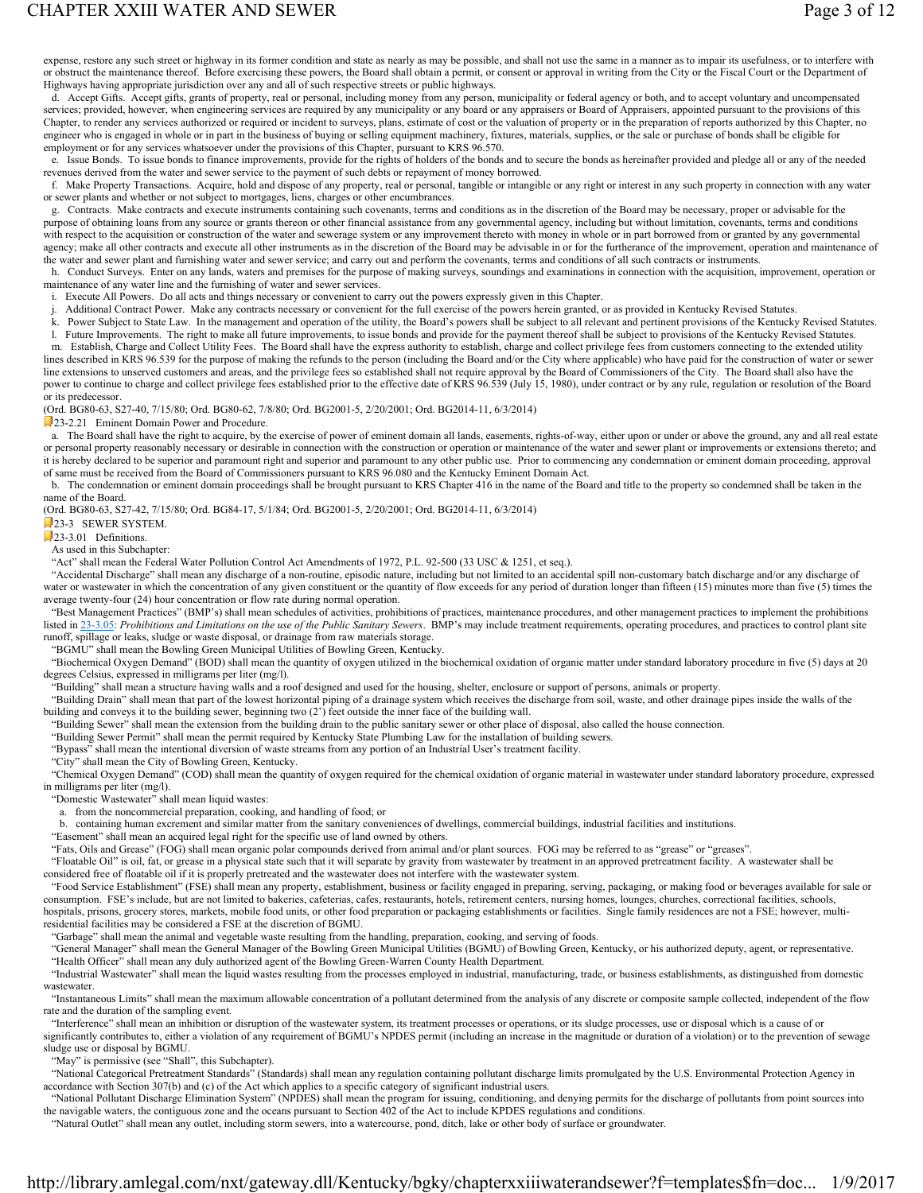expense, restore any such street or highway in its former condition and state as nearly as may be possible, and shall not use the same in a manner as to impair its usefulness, or to interfere with or obstruct the maintenance thereof. Before exercising these powers, the Board shall obtain a permit, or consent or approval in writing from the City or the Fiscal Court or the Department of Highways having appropriate jurisdiction over any and all of such respective streets or public highways.

d. Accept Gifts. Accept gifts, grants of property, real or personal, including money from any person, municipality or federal agency or both, and to accept voluntary and uncompensated services; provided, however, when engineering services are required by any municipality or any board or any appraisers or Board of Appraisers, appointed pursuant to the provisions of this Chapter, to render any services authorized or required or incident to surveys, plans, estimate of cost or the valuation of property or in the preparation of reports authorized by this Chapter, no engineer who is engaged in whole or in part in the business of buying or selling equipment machinery, fixtures, materials, supplies, or the sale or purchase of bonds shall be eligible for employment or for any services whatsoever under the provisions of this Chapter, pursuant to KRS 96.570.

e. Issue Bonds. To issue bonds to finance improvements, provide for the rights of holders of the bonds and to secure the bonds as hereinafter provided and pledge all or any of the needed revenues derived from the water and sewer service to the payment of such debts or repayment of money borrowed.

f. Make Property Transactions. Acquire, hold and dispose of any property, real or personal, tangible or intangible or any right or interest in any such property in connection with any water or sewer plants and whether or not subject to mortgages, liens, charges or other encumbrances.

g. Contracts. Make contracts and execute instruments containing such covenants, terms and conditions as in the discretion of the Board may be necessary, proper or advisable for the purpose of obtaining loans from any source or grants thereon or other financial assistance from any governmental agency, including but without limitation, covenants, terms and conditions with respect to the acquisition or construction of the water and sewerage system or any improvement thereto with money in whole or in part borrowed from or granted by any governmental agency; make all other contracts and execute all other instruments as in the discretion of the Board may be advisable in or for the furtherance of the improvement, operation and maintenance of the water and sewer plant and furnishing water and sewer service; and carry out and perform the covenants, terms and conditions of all such contracts or instruments.

h. Conduct Surveys. Enter on any lands, waters and premises for the purpose of making surveys, soundings and examinations in connection with the acquisition, improvement, operation or maintenance of any water line and the furnishing of water and sewer services.

i. Execute All Powers. Do all acts and things necessary or convenient to carry out the powers expressly given in this Chapter.

j. Additional Contract Power. Make any contracts necessary or convenient for the full exercise of the powers herein granted, or as provided in Kentucky Revised Statutes.

k. Power Subject to State Law. In the management and operation of the utility, the Board's powers shall be subject to all relevant and pertinent provisions of the Kentucky Revised Statutes.

l. Future Improvements. The right to make all future improvements, to issue bonds and provide for the payment thereof shall be subject to provisions of the Kentucky Revised Statutes.

m. Establish, Charge and Collect Utility Fees. The Board shall have the express authority to establish, charge and collect privilege fees from customers connecting to the extended utility lines described in KRS 96.539 for the purpose of making the refunds to the person (including the Board and/or the City where applicable) who have paid for the construction of water or sewer line extensions to unserved customers and areas, and the privilege fees so established shall not require approval by the Board of Commissioners of the City. The Board shall also have the power to continue to charge and collect privilege fees established prior to the effective date of KRS 96.539 (July 15, 1980), under contract or by any rule, regulation or resolution of the Board or its predecessor.

(Ord. BG80-63, S27-40, 7/15/80; Ord. BG80-62, 7/8/80; Ord. BG2001-5, 2/20/2001; Ord. BG2014-11, 6/3/2014)

### 23-2.21 Eminent Domain Power and Procedure.

a. The Board shall have the right to acquire, by the exercise of power of eminent domain all lands, easements, rights-of-way, either upon or under or above the ground, any and all real estate or personal property reasonably necessary or desirable in connection with the construction or operation or maintenance of the water and sewer plant or improvements or extensions thereto; and it is hereby declared to be superior and paramount right and superior and paramount to any other public use. Prior to commencing any condemnation or eminent domain proceeding, approval of same must be received from the Board of Commissioners pursuant to KRS 96.080 and the Kentucky Eminent Domain Act.

b. The condemnation or eminent domain proceedings shall be brought pursuant to KRS Chapter 416 in the name of the Board and title to the property so condemned shall be taken in the name of the Board.

(Ord. BG80-63, S27-42, 7/15/80; Ord. BG84-17, 5/1/84; Ord. BG2001-5, 2/20/2001; Ord. BG2014-11, 6/3/2014)

## 23-3 SEWER SYSTEM.

### 23-3.01 Definitions.

As used in this Subchapter:

"Act" shall mean the Federal Water Pollution Control Act Amendments of 1972, P.L. 92-500 (33 USC & 1251, et seq.).

"Accidental Discharge" shall mean any discharge of a non-routine, episodic nature, including but not limited to an accidental spill non-customary batch discharge and/or any discharge of water or wastewater in which the concentration of any given constituent or the quantity of flow exceeds for any period of duration longer than fifteen (15) minutes more than five (5) times the average twenty-four (24) hour concentration or flow rate during normal operation.

"Best Management Practices" (BMP's) shall mean schedules of activities, prohibitions of practices, maintenance procedures, and other management practices to implement the prohibitions listed in 23-3.05: *Prohibitions and Limitations on the use of the Public Sanitary Sewers*. BMP's may include treatment requirements, operating procedures, and practices to control plant site runoff, spillage or leaks, sludge or waste disposal, or drainage from raw materials storage.

"BGMU" shall mean the Bowling Green Municipal Utilities of Bowling Green, Kentucky.

"Biochemical Oxygen Demand" (BOD) shall mean the quantity of oxygen utilized in the biochemical oxidation of organic matter under standard laboratory procedure in five (5) days at 20 degrees Celsius, expressed in milligrams per liter (mg/l).

"Building" shall mean a structure having walls and a roof designed and used for the housing, shelter, enclosure or support of persons, animals or property.

"Building Drain" shall mean that part of the lowest horizontal piping of a drainage system which receives the discharge from soil, waste, and other drainage pipes inside the walls of the building and conveys it to the building sewer, beginning two (2') feet outside the inner face of the building wall.

"Building Sewer" shall mean the extension from the building drain to the public sanitary sewer or other place of disposal, also called the house connection.

"Building Sewer Permit" shall mean the permit required by Kentucky State Plumbing Law for the installation of building sewers.

"Bypass" shall mean the intentional diversion of waste streams from any portion of an Industrial User's treatment facility.

"City" shall mean the City of Bowling Green, Kentucky.

"Chemical Oxygen Demand" (COD) shall mean the quantity of oxygen required for the chemical oxidation of organic material in wastewater under standard laboratory procedure, expressed in milligrams per liter (mg/l).

"Domestic Wastewater" shall mean liquid wastes:

a. from the noncommercial preparation, cooking, and handling of food; or

b. containing human excrement and similar matter from the sanitary conveniences of dwellings, commercial buildings, industrial facilities and institutions.

"Easement" shall mean an acquired legal right for the specific use of land owned by others.

"Fats, Oils and Grease" (FOG) shall mean organic polar compounds derived from animal and/or plant sources. FOG may be referred to as "grease" or "greases".

"Floatable Oil" is oil, fat, or grease in a physical state such that it will separate by gravity from wastewater by treatment in an approved pretreatment facility. A wastewater shall be considered free of floatable oil if it is properly pretreated and the wastewater does not interfere with the wastewater system.

"Food Service Establishment" (FSE) shall mean any property, establishment, business or facility engaged in preparing, serving, packaging, or making food or beverages available for sale or consumption. FSE's include, but are not limited to bakeries, cafeterias, cafes, restaurants, hotels, retirement centers, nursing homes, lounges, churches, correctional facilities, schools, hospitals, prisons, grocery stores, markets, mobile food units, or other food preparation or packaging establishments or facilities. Single family residences are not a FSE; however, multi-residential facilities may be considered a FSE at the discretion of BGMU.

"Garbage" shall mean the animal and vegetable waste resulting from the handling, preparation, cooking, and serving of foods.

"General Manager" shall mean the General Manager of the Bowling Green Municipal Utilities (BGMU) of Bowling Green, Kentucky, or his authorized deputy, agent, or representative.

"Health Officer" shall mean any duly authorized agent of the Bowling Green-Warren County Health Department.

"Industrial Wastewater" shall mean the liquid wastes resulting from the processes employed in industrial, manufacturing, trade, or business establishments, as distinguished from domestic wastewater.

"Instantaneous Limits" shall mean the maximum allowable concentration of a pollutant determined from the analysis of any discrete or composite sample collected, independent of the flow rate and the duration of the sampling event.

"Interference" shall mean an inhibition or disruption of the wastewater system, its treatment processes or operations, or its sludge processes, use or disposal which is a cause of or significantly contributes to, either a violation of any requirement of BGMU's NPDES permit (including an increase in the magnitude or duration of a violation) or to the prevention of sewage sludge use or disposal by BGMU.

"May" is permissive (see "Shall", this Subchapter).

"National Categorical Pretreatment Standards" (Standards) shall mean any regulation containing pollutant discharge limits promulgated by the U.S. Environmental Protection Agency in accordance with Section 307(b) and (c) of the Act which applies to a specific category of significant industrial users.

"National Pollutant Discharge Elimination System" (NPDES) shall mean the program for issuing, conditioning, and denying permits for the discharge of pollutants from point sources into the navigable waters, the contiguous zone and the oceans pursuant to Section 402 of the Act to include KPDES regulations and conditions.

"Natural Outlet" shall mean any outlet, including storm sewers, into a watercourse, pond, ditch, lake or other body of surface or groundwater.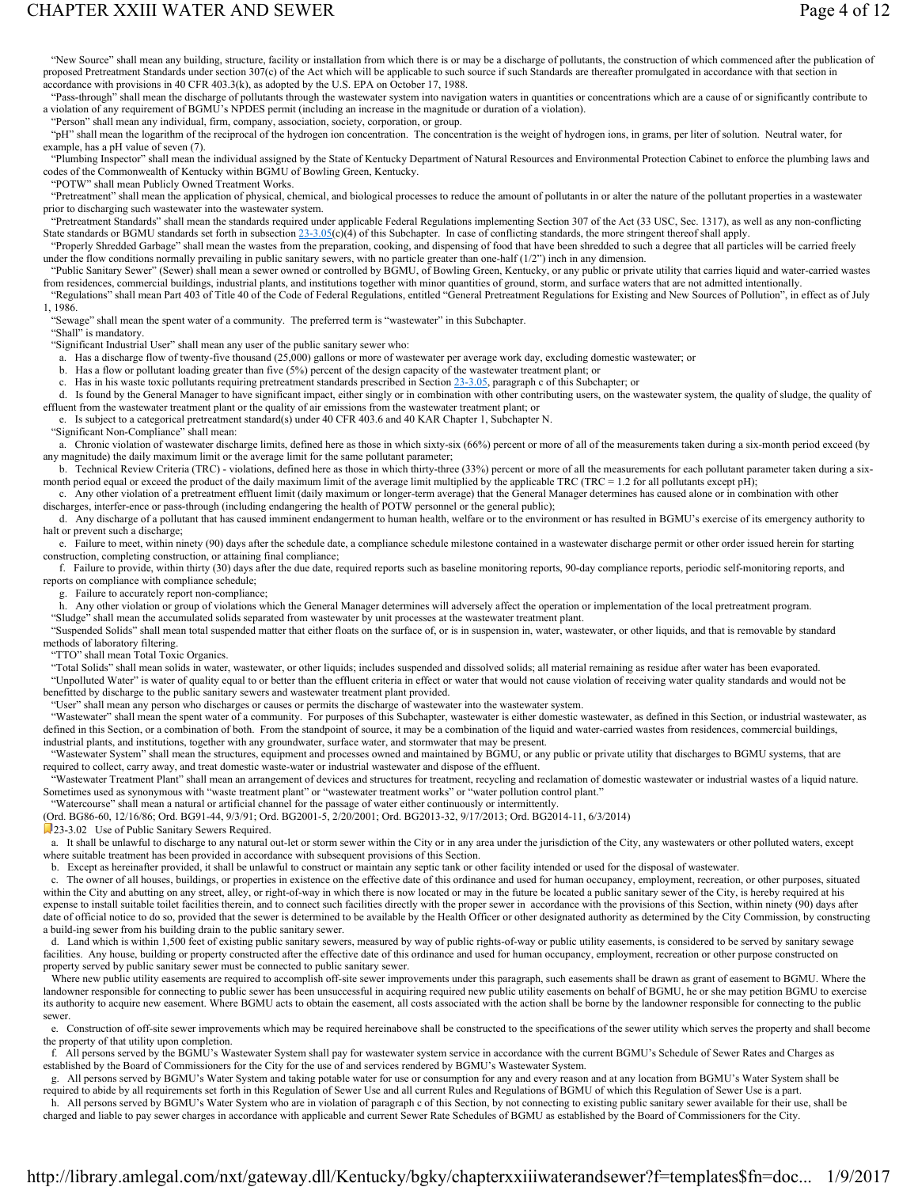"New Source" shall mean any building, structure, facility or installation from which there is or may be a discharge of pollutants, the construction of which commenced after the publication of proposed Pretreatment Standards under section 307(c) of the Act which will be applicable to such source if such Standards are thereafter promulgated in accordance with that section in accordance with provisions in 40 CFR 403.3(k), as adopted by the U.S. EPA on October 17, 1988.

"Pass-through" shall mean the discharge of pollutants through the wastewater system into navigation waters in quantities or concentrations which are a cause of or significantly contribute to a violation of any requirement of BGMU's NPDES permit (including an increase in the magnitude or duration of a violation).

"Person" shall mean any individual, firm, company, association, society, corporation, or group.

"pH" shall mean the logarithm of the reciprocal of the hydrogen ion concentration. The concentration is the weight of hydrogen ions, in grams, per liter of solution. Neutral water, for example, has a pH value of seven (7).

"Plumbing Inspector" shall mean the individual assigned by the State of Kentucky Department of Natural Resources and Environmental Protection Cabinet to enforce the plumbing laws and codes of the Commonwealth of Kentucky within BGMU of Bowling Green, Kentucky.

"POTW" shall mean Publicly Owned Treatment Works.

"Pretreatment" shall mean the application of physical, chemical, and biological processes to reduce the amount of pollutants in or alter the nature of the pollutant properties in a wastewater prior to discharging such wastewater into the wastewater system.

"Pretreatment Standards" shall mean the standards required under applicable Federal Regulations implementing Section 307 of the Act (33 USC, Sec. 1317), as well as any non-conflicting State standards or BGMU standards set forth in subsection 23-3.05(c)(4) of this Subchapter. In case of conflicting standards, the more stringent thereof shall apply.

"Properly Shredded Garbage" shall mean the wastes from the preparation, cooking, and dispensing of food that have been shredded to such a degree that all particles will be carried freely under the flow conditions normally prevailing in public sanitary sewers, with no particle greater than one-half (1/2") inch in any dimension.

"Public Sanitary Sewer" (Sewer) shall mean a sewer owned or controlled by BGMU, of Bowling Green, Kentucky, or any public or private utility that carries liquid and water-carried wastes from residences, commercial buildings, industrial plants, and institutions together with minor quantities of ground, storm, and surface waters that are not admitted intentionally.

"Regulations" shall mean Part 403 of Title 40 of the Code of Federal Regulations, entitled "General Pretreatment Regulations for Existing and New Sources of Pollution", in effect as of July 1, 1986.

"Sewage" shall mean the spent water of a community. The preferred term is "wastewater" in this Subchapter.

"Shall" is mandatory.

"Significant Industrial User" shall mean any user of the public sanitary sewer who:

a. Has a discharge flow of twenty-five thousand (25,000) gallons or more of wastewater per average work day, excluding domestic wastewater; or

b. Has a flow or pollutant loading greater than five (5%) percent of the design capacity of the wastewater treatment plant; or

c. Has in his waste toxic pollutants requiring pretreatment standards prescribed in Section 23-3.05, paragraph c of this Subchapter; or

d. Is found by the General Manager to have significant impact, either singly or in combination with other contributing users, on the wastewater system, the quality of sludge, the quality of effluent from the wastewater treatment plant or the quality of air emissions from the wastewater treatment plant; or

e. Is subject to a categorical pretreatment standard(s) under 40 CFR 403.6 and 40 KAR Chapter 1, Subchapter N.

"Significant Non-Compliance" shall mean:

a. Chronic violation of wastewater discharge limits, defined here as those in which sixty-six (66%) percent or more of all of the measurements taken during a six-month period exceed (by any magnitude) the daily maximum limit or the average limit for the same pollutant parameter;

b. Technical Review Criteria (TRC) - violations, defined here as those in which thirty-three (33%) percent or more of all the measurements for each pollutant parameter taken during a six-month period equal or exceed the product of the daily maximum limit of the average limit multiplied by the applicable TRC (TRC = 1.2 for all pollutants except pH);

c. Any other violation of a pretreatment effluent limit (daily maximum or longer-term average) that the General Manager determines has caused alone or in combination with other discharges, interfer-ence or pass-through (including endangering the health of POTW personnel or the general public);

d. Any discharge of a pollutant that has caused imminent endangerment to human health, welfare or to the environment or has resulted in BGMU's exercise of its emergency authority to halt or prevent such a discharge;

e. Failure to meet, within ninety (90) days after the schedule date, a compliance schedule milestone contained in a wastewater discharge permit or other order issued herein for starting construction, completing construction, or attaining final compliance;

f. Failure to provide, within thirty (30) days after the due date, required reports such as baseline monitoring reports, 90-day compliance reports, periodic self-monitoring reports, and reports on compliance with compliance schedule;

g. Failure to accurately report non-compliance;

h. Any other violation or group of violations which the General Manager determines will adversely affect the operation or implementation of the local pretreatment program.

"Sludge" shall mean the accumulated solids separated from wastewater by unit processes at the wastewater treatment plant.

"Suspended Solids" shall mean total suspended matter that either floats on the surface of, or is in suspension in, water, wastewater, or other liquids, and that is removable by standard methods of laboratory filtering.

"TTO" shall mean Total Toxic Organics.

"Total Solids" shall mean solids in water, wastewater, or other liquids; includes suspended and dissolved solids; all material remaining as residue after water has been evaporated.

"Unpolluted Water" is water of quality equal to or better than the effluent criteria in effect or water that would not cause violation of receiving water quality standards and would not be benefitted by discharge to the public sanitary sewers and wastewater treatment plant provided.

"User" shall mean any person who discharges or causes or permits the discharge of wastewater into the wastewater system.

"Wastewater" shall mean the spent water of a community. For purposes of this Subchapter, wastewater is either domestic wastewater, as defined in this Section, or industrial wastewater, as defined in this Section, or a combination of both. From the standpoint of source, it may be a combination of the liquid and water-carried wastes from residences, commercial buildings, industrial plants, and institutions, together with any groundwater, surface water, and stormwater that may be present.

"Wastewater System" shall mean the structures, equipment and processes owned and maintained by BGMU, or any public or private utility that discharges to BGMU systems, that are required to collect, carry away, and treat domestic waste-water or industrial wastewater and dispose of the effluent.

"Wastewater Treatment Plant" shall mean an arrangement of devices and structures for treatment, recycling and reclamation of domestic wastewater or industrial wastes of a liquid nature. Sometimes used as synonymous with "waste treatment plant" or "wastewater treatment works" or "water pollution control plant."

"Watercourse" shall mean a natural or artificial channel for the passage of water either continuously or intermittently.

(Ord. BG86-60, 12/16/86; Ord. BG91-44, 9/3/91; Ord. BG2001-5, 2/20/2001; Ord. BG2013-32, 9/17/2013; Ord. BG2014-11, 6/3/2014)

### 23-3.02 Use of Public Sanitary Sewers Required.

a. It shall be unlawful to discharge to any natural out-let or storm sewer within the City or in any area under the jurisdiction of the City, any wastewaters or other polluted waters, except where suitable treatment has been provided in accordance with subsequent provisions of this Section.

b. Except as hereinafter provided, it shall be unlawful to construct or maintain any septic tank or other facility intended or used for the disposal of wastewater.

c. The owner of all houses, buildings, or properties in existence on the effective date of this ordinance and used for human occupancy, employment, recreation, or other purposes, situated within the City and abutting on any street, alley, or right-of-way in which there is now located or may in the future be located a public sanitary sewer of the City, is hereby required at his expense to install suitable toilet facilities therein, and to connect such facilities directly with the proper sewer in accordance with the provisions of this Section, within ninety (90) days after date of official notice to do so, provided that the sewer is determined to be available by the Health Officer or other designated authority as determined by the City Commission, by constructing a build-ing sewer from his building drain to the public sanitary sewer.

d. Land which is within 1,500 feet of existing public sanitary sewers, measured by way of public rights-of-way or public utility easements, is considered to be served by sanitary sewage facilities. Any house, building or property constructed after the effective date of this ordinance and used for human occupancy, employment, recreation or other purpose constructed on property served by public sanitary sewer must be connected to public sanitary sewer.

Where new public utility easements are required to accomplish off-site sewer improvements under this paragraph, such easements shall be drawn as grant of easement to BGMU. Where the landowner responsible for connecting to public sewer has been unsuccessful in acquiring required new public utility easements on behalf of BGMU, he or she may petition BGMU to exercise its authority to acquire new easement. Where BGMU acts to obtain the easement, all costs associated with the action shall be borne by the landowner responsible for connecting to the public sewer.

e. Construction of off-site sewer improvements which may be required hereinabove shall be constructed to the specifications of the sewer utility which serves the property and shall become the property of that utility upon completion.

f. All persons served by the BGMU's Wastewater System shall pay for wastewater system service in accordance with the current BGMU's Schedule of Sewer Rates and Charges as established by the Board of Commissioners for the City for the use of and services rendered by BGMU's Wastewater System.

g. All persons served by BGMU's Water System and taking potable water for use or consumption for any and every reason and at any location from BGMU's Water System shall be required to abide by all requirements set forth in this Regulation of Sewer Use and all current Rules and Regulations of BGMU of which this Regulation of Sewer Use is a part.

h. All persons served by BGMU's Water System who are in violation of paragraph c of this Section, by not connecting to existing public sanitary sewer available for their use, shall be charged and liable to pay sewer charges in accordance with applicable and current Sewer Rate Schedules of BGMU as established by the Board of Commissioners for the City.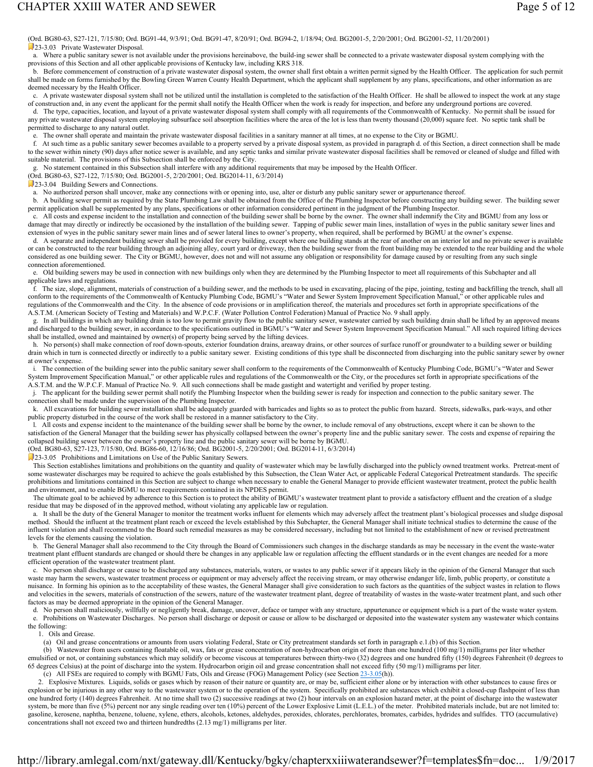(Ord. BG80-63, S27-121, 7/15/80; Ord. BG91-44, 9/3/91; Ord. BG91-47, 8/20/91; Ord. BG94-2, 1/18/94; Ord. BG2001-5, 2/20/2001; Ord. BG2001-52, 11/20/2001)

### 23-3.03 Private Wastewater Disposal.

a. Where a public sanitary sewer is not available under the provisions hereinabove, the build-ing sewer shall be connected to a private wastewater disposal system complying with the provisions of this Section and all other applicable provisions of Kentucky law, including KRS 318.

b. Before commencement of construction of a private wastewater disposal system, the owner shall first obtain a written permit signed by the Health Officer. The application for such permit shall be made on forms furnished by the Bowling Green Warren County Health Department, which the applicant shall supplement by any plans, specifications, and other information as are deemed necessary by the Health Officer.

c. A private wastewater disposal system shall not be utilized until the installation is completed to the satisfaction of the Health Officer. He shall be allowed to inspect the work at any stage of construction and, in any event the applicant for the permit shall notify the Health Officer when the work is ready for inspection, and before any underground portions are covered.

d. The type, capacities, location, and layout of a private wastewater disposal system shall comply with all requirements of the Commonwealth of Kentucky. No permit shall be issued for any private wastewater disposal system employing subsurface soil absorption facilities where the area of the lot is less than twenty thousand (20,000) square feet. No septic tank shall be permitted to discharge to any natural outlet.

e. The owner shall operate and maintain the private wastewater disposal facilities in a sanitary manner at all times, at no expense to the City or BGMU.

f. At such time as a public sanitary sewer becomes available to a property served by a private disposal system, as provided in paragraph d. of this Section, a direct connection shall be made to the sewer within ninety (90) days after notice sewer is available, and any septic tanks and similar private wastewater disposal facilities shall be removed or cleaned of sludge and filled with suitable material. The provisions of this Subsection shall be enforced by the City.

g. No statement contained in this Subsection shall interfere with any additional requirements that may be imposed by the Health Officer.

(Ord. BG80-63, S27-122, 7/15/80; Ord. BG2001-5, 2/20/2001; Ord. BG2014-11, 6/3/2014)

### 23-3.04 Building Sewers and Connections.

a. No authorized person shall uncover, make any connections with or opening into, use, alter or disturb any public sanitary sewer or appurtenance thereof.

b. A building sewer permit as required by the State Plumbing Law shall be obtained from the Office of the Plumbing Inspector before constructing any building sewer. The building sewer permit application shall be supplemented by any plans, specifications or other information considered pertinent in the judgment of the Plumbing Inspector.

c. All costs and expense incident to the installation and connection of the building sewer shall be borne by the owner. The owner shall indemnify the City and BGMU from any loss or damage that may directly or indirectly be occasioned by the installation of the building sewer. Tapping of public sewer main lines, installation of wyes in the public sanitary sewer lines and extension of wyes in the public sanitary sewer main lines and of sewer lateral lines to owner's property, when required, shall be performed by BGMU at the owner's expense.

d. A separate and independent building sewer shall be provided for every building, except where one building stands at the rear of another on an interior lot and no private sewer is available or can be constructed to the rear building through an adjoining alley, court yard or driveway, then the building sewer from the front building may be extended to the rear building and the whole considered as one building sewer. The City or BGMU, however, does not and will not assume any obligation or responsibility for damage caused by or resulting from any such single connection aforementioned.

e. Old building sewers may be used in connection with new buildings only when they are determined by the Plumbing Inspector to meet all requirements of this Subchapter and all applicable laws and regulations.

f. The size, slope, alignment, materials of construction of a building sewer, and the methods to be used in excavating, placing of the pipe, jointing, testing and backfilling the trench, shall all conform to the requirements of the Commonwealth of Kentucky Plumbing Code, BGMU's "Water and Sewer System Improvement Specification Manual," or other applicable rules and regulations of the Commonwealth and the City. In the absence of code provisions or in amplification thereof, the materials and procedures set forth in appropriate specifications of the A.S.T.M. (American Society of Testing and Materials) and W.P.C.F. (Water Pollution Control Federation) Manual of Practice No. 9 shall apply.

g. In all buildings in which any building drain is too low to permit gravity flow to the public sanitary sewer, wastewater carried by such building drain shall be lifted by an approved means and discharged to the building sewer, in accordance to the specifications outlined in BGMU's "Water and Sewer System Improvement Specification Manual." All such required lifting devices shall be installed, owned and maintained by owner(s) of property being served by the lifting devices.

h. No person(s) shall make connection of roof down-spouts, exterior foundation drains, areaway drains, or other sources of surface runoff or groundwater to a building sewer or building drain which in turn is connected directly or indirectly to a public sanitary sewer. Existing conditions of this type shall be disconnected from discharging into the public sanitary sewer by owner at owner's expense.

i. The connection of the building sewer into the public sanitary sewer shall conform to the requirements of the Commonwealth of Kentucky Plumbing Code, BGMU's "Water and Sewer System Improvement Specification Manual," or other applicable rules and regulations of the Commonwealth or the City, or the procedures set forth in appropriate specifications of the A.S.T.M. and the W.P.C.F. Manual of Practice No. 9. All such connections shall be made gastight and watertight and verified by proper testing.

j. The applicant for the building sewer permit shall notify the Plumbing Inspector when the building sewer is ready for inspection and connection to the public sanitary sewer. The connection shall be made under the supervision of the Plumbing Inspector.

k. All excavations for building sewer installation shall be adequately guarded with barricades and lights so as to protect the public from hazard. Streets, sidewalks, park-ways, and other public property disturbed in the course of the work shall be restored in a manner satisfactory to the City.

l. All costs and expense incident to the maintenance of the building sewer shall be borne by the owner, to include removal of any obstructions, except where it can be shown to the satisfaction of the General Manager that the building sewer has physically collapsed between the owner's property line and the public sanitary sewer. The costs and expense of repairing the collapsed building sewer between the owner's property line and the public sanitary sewer will be borne by BGMU.

(Ord. BG80-63, S27-123, 7/15/80, Ord. BG86-60, 12/16/86; Ord. BG2001-5, 2/20/2001; Ord. BG2014-11, 6/3/2014)

### 23-3.05 Prohibitions and Limitations on Use of the Public Sanitary Sewers.

This Section establishes limitations and prohibitions on the quantity and quality of wastewater which may be lawfully discharged into the publicly owned treatment works. Pretreat-ment of some wastewater discharges may be required to achieve the goals established by this Subsection, the Clean Water Act, or applicable Federal Categorical Pretreatment standards. The specific prohibitions and limitations contained in this Section are subject to change when necessary to enable the General Manager to provide efficient wastewater treatment, protect the public health and environment, and to enable BGMU to meet requirements contained in its NPDES permit.

The ultimate goal to be achieved by adherence to this Section is to protect the ability of BGMU's wastewater treatment plant to provide a satisfactory effluent and the creation of a sludge residue that may be disposed of in the approved method, without violating any applicable law or regulation.

a. It shall be the duty of the General Manager to monitor the treatment works influent for elements which may adversely affect the treatment plant's biological processes and sludge disposal method. Should the influent at the treatment plant reach or exceed the levels established by this Subchapter, the General Manager shall initiate technical studies to determine the cause of the influent violation and shall recommend to the Board such remedial measures as may be considered necessary, including but not limited to the establishment of new or revised pretreatment levels for the elements causing the violation.

b. The General Manager shall also recommend to the City through the Board of Commissioners such changes in the discharge standards as may be necessary in the event the waste-water treatment plant effluent standards are changed or should there be changes in any applicable law or regulation affecting the effluent standards or in the event changes are needed for a more efficient operation of the wastewater treatment plant.

c. No person shall discharge or cause to be discharged any substances, materials, waters, or wastes to any public sewer if it appears likely in the opinion of the General Manager that such waste may harm the sewers, wastewater treatment process or equipment or may adversely affect the receiving stream, or may otherwise endanger life, limb, public property, or constitute a nuisance. In forming his opinion as to the acceptability of these wastes, the General Manager shall give consideration to such factors as the quantities of the subject wastes in relation to flows and velocities in the sewers, materials of construction of the sewers, nature of the wastewater treatment plant, degree of treatability of wastes in the waste-water treatment plant, and such other factors as may be deemed appropriate in the opinion of the General Manager.

d. No person shall maliciously, willfully or negligently break, damage, uncover, deface or tamper with any structure, appurtenance or equipment which is a part of the waste water system.

e. Prohibitions on Wastewater Discharges. No person shall discharge or deposit or cause or allow to be discharged or deposited into the wastewater system any wastewater which contains the following:

1. Oils and Grease.

(a) Oil and grease concentrations or amounts from users violating Federal, State or City pretreatment standards set forth in paragraph e.1.(b) of this Section.

(b) Wastewater from users containing floatable oil, wax, fats or grease concentration of non-hydrocarbon origin of more than one hundred (100 mg/1) milligrams per liter whether emulsified or not, or containing substances which may solidify or become viscous at temperatures between thirty-two (32) degrees and one hundred fifty (150) degrees Fahrenheit (0 degrees to 65 degrees Celsius) at the point of discharge into the system. Hydrocarbon origin oil and grease concentration shall not exceed fifty (50 mg/1) milligrams per liter.

(c) All FSEs are required to comply with BGMU Fats, Oils and Grease (FOG) Management Policy (see Section 23-3.05(h)).

2. Explosive Mixtures. Liquids, solids or gases which by reason of their nature or quantity are, or may be, sufficient either alone or by interaction with other substances to cause fires or explosion or be injurious in any other way to the wastewater system or to the operation of the system. Specifically prohibited are substances which exhibit a closed-cup flashpoint of less than one hundred forty (140) degrees Fahrenheit. At no time shall two (2) successive readings at two (2) hour intervals on an explosion hazard meter, at the point of discharge into the wastewater system, be more than five (5%) percent nor any single reading over ten (10%) percent of the Lower Explosive Limit (L.E.L.) of the meter. Prohibited materials include, but are not limited to: gasoline, kerosene, naphtha, benzene, toluene, xylene, ethers, alcohols, ketones, aldehydes, peroxides, chlorates, perchlorates, bromates, carbides, hydrides and sulfides. TTO (accumulative) concentrations shall not exceed two and thirteen hundredths (2.13 mg/1) milligrams per liter.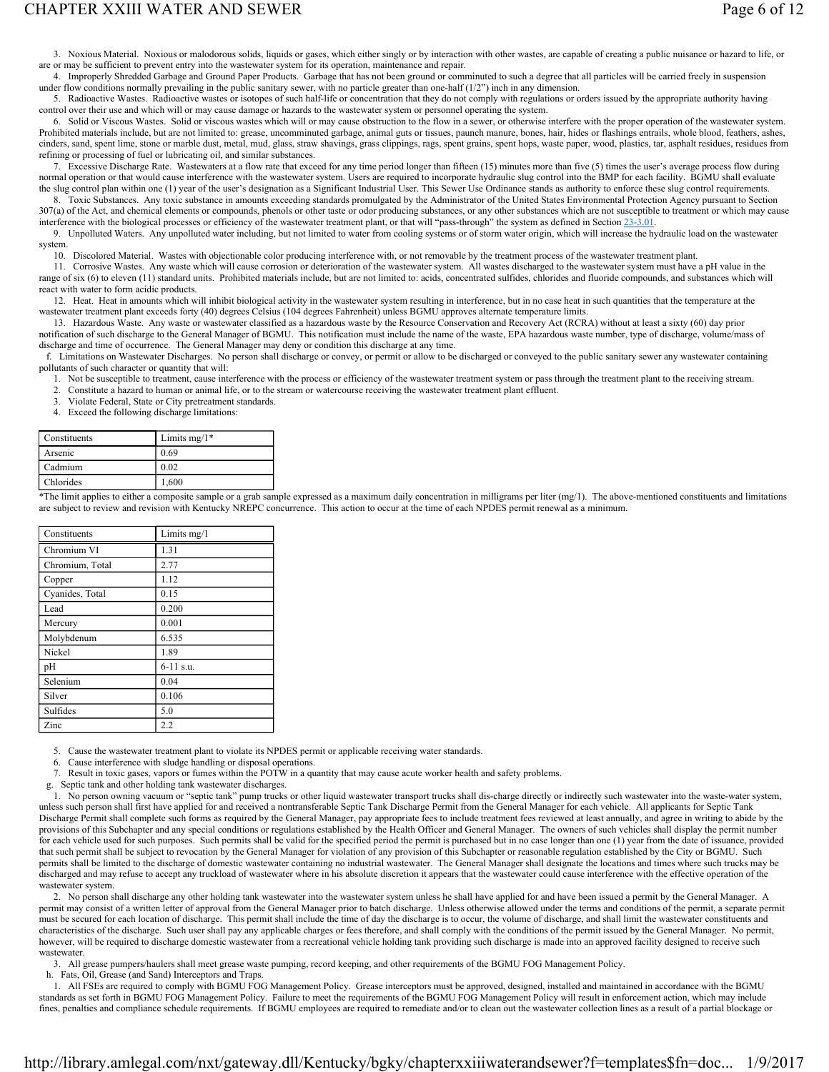3. Noxious Material. Noxious or malodorous solids, liquids or gases, which either singly or by interaction with other wastes, are capable of creating a public nuisance or hazard to life, or are or may be sufficient to prevent entry into the wastewater system for its operation, maintenance and repair.

4. Improperly Shredded Garbage and Ground Paper Products. Garbage that has not been ground or comminuted to such a degree that all particles will be carried freely in suspension under flow conditions normally prevailing in the public sanitary sewer, with no particle greater than one-half (1/2") inch in any dimension.

5. Radioactive Wastes. Radioactive wastes or isotopes of such half-life or concentration that they do not comply with regulations or orders issued by the appropriate authority having control over their use and which will or may cause damage or hazards to the wastewater system or personnel operating the system.

6. Solid or Viscous Wastes. Solid or viscous wastes which will or may cause obstruction to the flow in a sewer, or otherwise interfere with the proper operation of the wastewater system. Prohibited materials include, but are not limited to: grease, uncomminuted garbage, animal guts or tissues, paunch manure, bones, hair, hides or flashings entrails, whole blood, feathers, ashes, cinders, sand, spent lime, stone or marble dust, metal, mud, glass, straw shavings, grass clippings, rags, spent grains, spent hops, waste paper, wood, plastics, tar, asphalt residues, residues from refining or processing of fuel or lubricating oil, and similar substances.

7. Excessive Discharge Rate. Wastewaters at a flow rate that exceed for any time period longer than fifteen (15) minutes more than five (5) times the user's average process flow during normal operation or that would cause interference with the wastewater system. Users are required to incorporate hydraulic slug control into the BMP for each facility. BGMU shall evaluate the slug control plan within one (1) year of the user's designation as a Significant Industrial User. This Sewer Use Ordinance stands as authority to enforce these slug control requirements.

8. Toxic Substances. Any toxic substance in amounts exceeding standards promulgated by the Administrator of the United States Environmental Protection Agency pursuant to Section 307(a) of the Act, and chemical elements or compounds, phenols or other taste or odor producing substances, or any other substances which are not susceptible to treatment or which may cause interference with the biological processes or efficiency of the wastewater treatment plant, or that will "pass-through" the system as defined in Section 23-3.01.

9. Unpolluted Waters. Any unpolluted water including, but not limited to water from cooling systems or of storm water origin, which will increase the hydraulic load on the wastewater system.

10. Discolored Material. Wastes with objectionable color producing interference with, or not removable by the treatment process of the wastewater treatment plant.

11. Corrosive Wastes. Any waste which will cause corrosion or deterioration of the wastewater system. All wastes discharged to the wastewater system must have a pH value in the range of six (6) to eleven (11) standard units. Prohibited materials include, but are not limited to: acids, concentrated sulfides, chlorides and fluoride compounds, and substances which will react with water to form acidic products.

12. Heat. Heat in amounts which will inhibit biological activity in the wastewater system resulting in interference, but in no case heat in such quantities that the temperature at the wastewater treatment plant exceeds forty (40) degrees Celsius (104 degrees Fahrenheit) unless BGMU approves alternate temperature limits.

13. Hazardous Waste. Any waste or wastewater classified as a hazardous waste by the Resource Conservation and Recovery Act (RCRA) without at least a sixty (60) day prior notification of such discharge to the General Manager of BGMU. This notification must include the name of the waste, EPA hazardous waste number, type of discharge, volume/mass of discharge and time of occurrence. The General Manager may deny or condition this discharge at any time.

f. Limitations on Wastewater Discharges. No person shall discharge or convey, or permit or allow to be discharged or conveyed to the public sanitary sewer any wastewater containing pollutants of such character or quantity that will:

1. Not be susceptible to treatment, cause interference with the process or efficiency of the wastewater treatment system or pass through the treatment plant to the receiving stream.
2. Constitute a hazard to human or animal life, or to the stream or watercourse receiving the wastewater treatment plant effluent.
3. Violate Federal, State or City pretreatment standards.
4. Exceed the following discharge limitations:

| Constituents | Limits mg/1* |
|---|---|
| Arsenic | 0.69 |
| Cadmium | 0.02 |
| Chlorides | 1,600 |

*The limit applies to either a composite sample or a grab sample expressed as a maximum daily concentration in milligrams per liter (mg/1). The above-mentioned constituents and limitations are subject to review and revision with Kentucky NREPC concurrence. This action to occur at the time of each NPDES permit renewal as a minimum.

| Constituents | Limits mg/1 |
|---|---|
| Chromium VI | 1.31 |
| Chromium, Total | 2.77 |
| Copper | 1.12 |
| Cyanides, Total | 0.15 |
| Lead | 0.200 |
| Mercury | 0.001 |
| Molybdenum | 6.535 |
| Nickel | 1.89 |
| pH | 6-11 s.u. |
| Selenium | 0.04 |
| Silver | 0.106 |
| Sulfides | 5.0 |
| Zinc | 2.2 |

5. Cause the wastewater treatment plant to violate its NPDES permit or applicable receiving water standards.
6. Cause interference with sludge handling or disposal operations.
7. Result in toxic gases, vapors or fumes within the POTW in a quantity that may cause acute worker health and safety problems.

g. Septic tank and other holding tank wastewater discharges.

1. No person owning vacuum or "septic tank" pump trucks or other liquid wastewater transport trucks shall dis-charge directly or indirectly such wastewater into the waste-water system, unless such person shall first have applied for and received a nontransferable Septic Tank Discharge Permit from the General Manager for each vehicle. All applicants for Septic Tank Discharge Permit shall complete such forms as required by the General Manager, pay appropriate fees to include treatment fees reviewed at least annually, and agree in writing to abide by the provisions of this Subchapter and any special conditions or regulations established by the Health Officer and General Manager. The owners of such vehicles shall display the permit number for each vehicle used for such purposes. Such permits shall be valid for the specified period the permit is purchased but in no case longer than one (1) year from the date of issuance, provided that such permit shall be subject to revocation by the General Manager for violation of any provision of this Subchapter or reasonable regulation established by the City or BGMU. Such permits shall be limited to the discharge of domestic wastewater containing no industrial wastewater. The General Manager shall designate the locations and times where such trucks may be discharged and may refuse to accept any truckload of wastewater where in his absolute discretion it appears that the wastewater could cause interference with the effective operation of the wastewater system.

2. No person shall discharge any other holding tank wastewater into the wastewater system unless he shall have applied for and have been issued a permit by the General Manager. A permit may consist of a written letter of approval from the General Manager prior to batch discharge. Unless otherwise allowed under the terms and conditions of the permit, a separate permit must be secured for each location of discharge. This permit shall include the time of day the discharge is to occur, the volume of discharge, and shall limit the wastewater constituents and characteristics of the discharge. Such user shall pay any applicable charges or fees therefore, and shall comply with the conditions of the permit issued by the General Manager. No permit, however, will be required to discharge domestic wastewater from a recreational vehicle holding tank providing such discharge is made into an approved facility designed to receive such wastewater.

3. All grease pumpers/haulers shall meet grease waste pumping, record keeping, and other requirements of the BGMU FOG Management Policy.

h. Fats, Oil, Grease (and Sand) Interceptors and Traps.

1. All FSEs are required to comply with BGMU FOG Management Policy. Grease interceptors must be approved, designed, installed and maintained in accordance with the BGMU standards as set forth in BGMU FOG Management Policy. Failure to meet the requirements of the BGMU FOG Management Policy will result in enforcement action, which may include fines, penalties and compliance schedule requirements. If BGMU employees are required to remediate and/or to clean out the wastewater collection lines as a result of a partial blockage or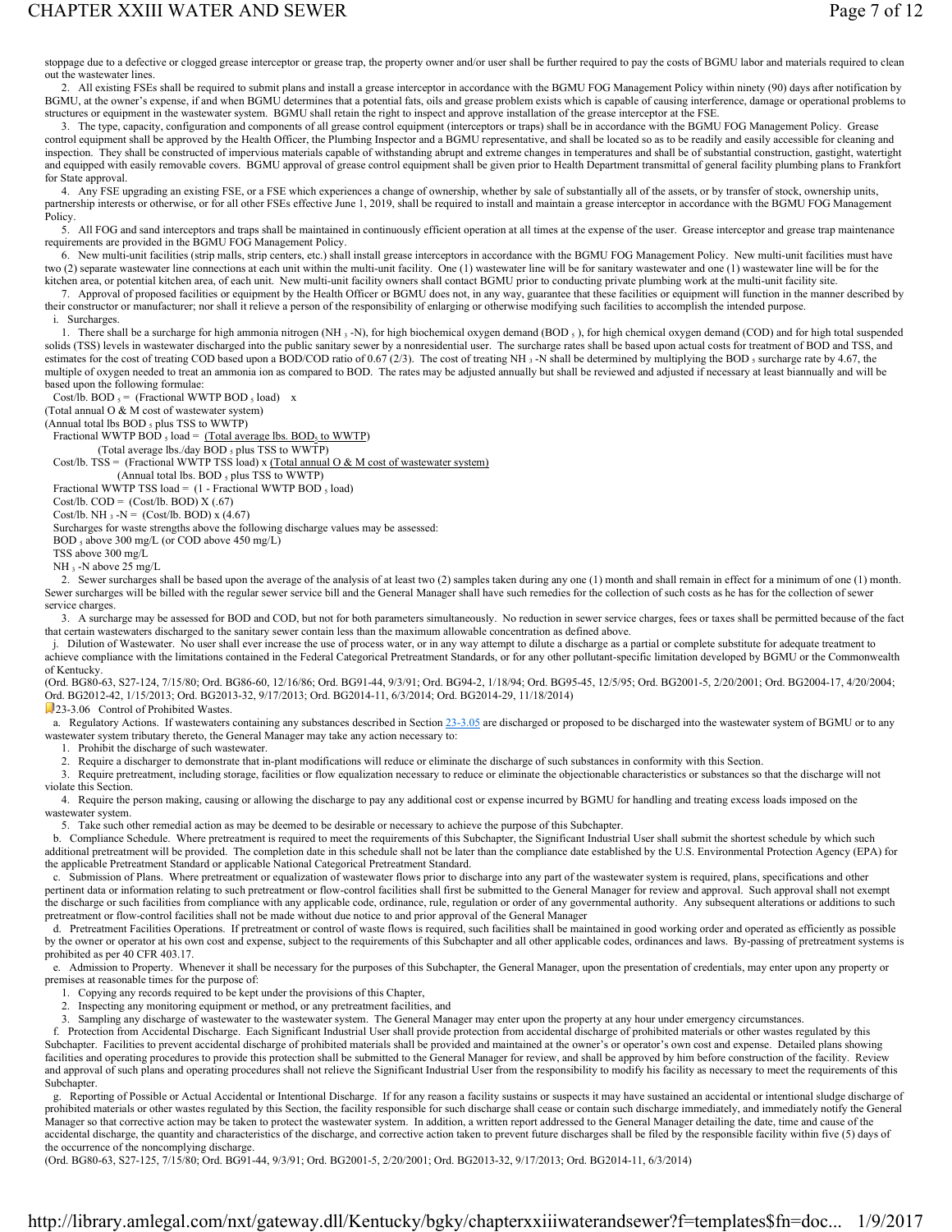stoppage due to a defective or clogged grease interceptor or grease trap, the property owner and/or user shall be further required to pay the costs of BGMU labor and materials required to clean out the wastewater lines.

2. All existing FSEs shall be required to submit plans and install a grease interceptor in accordance with the BGMU FOG Management Policy within ninety (90) days after notification by BGMU, at the owner's expense, if and when BGMU determines that a potential fats, oils and grease problem exists which is capable of causing interference, damage or operational problems to structures or equipment in the wastewater system. BGMU shall retain the right to inspect and approve installation of the grease interceptor at the FSE.

3. The type, capacity, configuration and components of all grease control equipment (interceptors or traps) shall be in accordance with the BGMU FOG Management Policy. Grease control equipment shall be approved by the Health Officer, the Plumbing Inspector and a BGMU representative, and shall be located so as to be readily and easily accessible for cleaning and inspection. They shall be constructed of impervious materials capable of withstanding abrupt and extreme changes in temperatures and shall be of substantial construction, gastight, watertight and equipped with easily removable covers. BGMU approval of grease control equipment shall be given prior to Health Department transmittal of general facility plumbing plans to Frankfort for State approval.

4. Any FSE upgrading an existing FSE, or a FSE which experiences a change of ownership, whether by sale of substantially all of the assets, or by transfer of stock, ownership units, partnership interests or otherwise, or for all other FSEs effective June 1, 2019, shall be required to install and maintain a grease interceptor in accordance with the BGMU FOG Management Policy.

5. All FOG and sand interceptors and traps shall be maintained in continuously efficient operation at all times at the expense of the user. Grease interceptor and grease trap maintenance requirements are provided in the BGMU FOG Management Policy.

6. New multi-unit facilities (strip malls, strip centers, etc.) shall install grease interceptors in accordance with the BGMU FOG Management Policy. New multi-unit facilities must have two (2) separate wastewater line connections at each unit within the multi-unit facility. One (1) wastewater line will be for sanitary wastewater and one (1) wastewater line will be for the kitchen area, or potential kitchen area, of each unit. New multi-unit facility owners shall contact BGMU prior to conducting private plumbing work at the multi-unit facility site.

7. Approval of proposed facilities or equipment by the Health Officer or BGMU does not, in any way, guarantee that these facilities or equipment will function in the manner described by their constructor or manufacturer; nor shall it relieve a person of the responsibility of enlarging or otherwise modifying such facilities to accomplish the intended purpose.

i. Surcharges.

1. There shall be a surcharge for high ammonia nitrogen ($NH_3$-N), for high biochemical oxygen demand ($BOD_5$), for high chemical oxygen demand (COD) and for high total suspended solids (TSS) levels in wastewater discharged into the public sanitary sewer by a nonresidential user. The surcharge rates shall be based upon actual costs for treatment of BOD and TSS, and estimates for the cost of treating COD based upon a BOD/COD ratio of 0.67 (2/3). The cost of treating $NH_3$-N shall be determined by multiplying the $BOD_5$ surcharge rate by 4.67, the multiple of oxygen needed to treat an ammonia ion as compared to BOD. The rates may be adjusted annually but shall be reviewed and adjusted if necessary at least biannually and will be based upon the following formulae:

Cost/lb. $BOD_5$ = (Fractional WWTP $BOD_5$ load) x (Total annual O & M cost of wastewater system) / (Annual total lbs $BOD_5$ plus TSS to WWTP)

Fractional WWTP $BOD_5$ load = (Total average lbs. $BOD_5$ to WWTP) / (Total average lbs./day $BOD_5$ plus TSS to WWTP)

Cost/lb. TSS = (Fractional WWTP TSS load) x (Total annual O & M cost of wastewater system) / (Annual total lbs. $BOD_5$ plus TSS to WWTP)

Fractional WWTP TSS load = (1 - Fractional WWTP $BOD_5$ load)

Cost/lb. COD = (Cost/lb. BOD) X (.67)

Cost/lb. $NH_3$-N = (Cost/lb. BOD) x (4.67)

Surcharges for waste strengths above the following discharge values may be assessed:

$BOD_5$ above 300 mg/L (or COD above 450 mg/L)

TSS above 300 mg/L

$NH_3$-N above 25 mg/L

2. Sewer surcharges shall be based upon the average of the analysis of at least two (2) samples taken during any one (1) month and shall remain in effect for a minimum of one (1) month. Sewer surcharges will be billed with the regular sewer service bill and the General Manager shall have such remedies for the collection of such costs as he has for the collection of sewer service charges.

3. A surcharge may be assessed for BOD and COD, but not for both parameters simultaneously. No reduction in sewer service charges, fees or taxes shall be permitted because of the fact that certain wastewaters discharged to the sanitary sewer contain less than the maximum allowable concentration as defined above.

j. Dilution of Wastewater. No user shall ever increase the use of process water, or in any way attempt to dilute a discharge as a partial or complete substitute for adequate treatment to achieve compliance with the limitations contained in the Federal Categorical Pretreatment Standards, or for any other pollutant-specific limitation developed by BGMU or the Commonwealth of Kentucky.

(Ord. BG80-63, S27-124, 7/15/80; Ord. BG86-60, 12/16/86; Ord. BG91-44, 9/3/91; Ord. BG94-2, 1/18/94; Ord. BG95-45, 12/5/95; Ord. BG2001-5, 2/20/2001; Ord. BG2004-17, 4/20/2004; Ord. BG2012-42, 1/15/2013; Ord. BG2013-32, 9/17/2013; Ord. BG2014-11, 6/3/2014; Ord. BG2014-29, 11/18/2014)

### 23-3.06 Control of Prohibited Wastes.

a. Regulatory Actions. If wastewaters containing any substances described in Section 23-3.05 are discharged or proposed to be discharged into the wastewater system of BGMU or to any wastewater system tributary thereto, the General Manager may take any action necessary to:

1. Prohibit the discharge of such wastewater.

2. Require a discharger to demonstrate that in-plant modifications will reduce or eliminate the discharge of such substances in conformity with this Section.

3. Require pretreatment, including storage, facilities or flow equalization necessary to reduce or eliminate the objectionable characteristics or substances so that the discharge will not violate this Section.

4. Require the person making, causing or allowing the discharge to pay any additional cost or expense incurred by BGMU for handling and treating excess loads imposed on the wastewater system.

5. Take such other remedial action as may be deemed to be desirable or necessary to achieve the purpose of this Subchapter.

b. Compliance Schedule. Where pretreatment is required to meet the requirements of this Subchapter, the Significant Industrial User shall submit the shortest schedule by which such additional pretreatment will be provided. The completion date in this schedule shall not be later than the compliance date established by the U.S. Environmental Protection Agency (EPA) for the applicable Pretreatment Standard or applicable National Categorical Pretreatment Standard.

c. Submission of Plans. Where pretreatment or equalization of wastewater flows prior to discharge into any part of the wastewater system is required, plans, specifications and other pertinent data or information relating to such pretreatment or flow-control facilities shall first be submitted to the General Manager for review and approval. Such approval shall not exempt the discharge or such facilities from compliance with any applicable code, ordinance, rule, regulation or order of any governmental authority. Any subsequent alterations or additions to such pretreatment or flow-control facilities shall not be made without due notice to and prior approval of the General Manager

d. Pretreatment Facilities Operations. If pretreatment or control of waste flows is required, such facilities shall be maintained in good working order and operated as efficiently as possible by the owner or operator at his own cost and expense, subject to the requirements of this Subchapter and all other applicable codes, ordinances and laws. By-passing of pretreatment systems is prohibited as per 40 CFR 403.17.

e. Admission to Property. Whenever it shall be necessary for the purposes of this Subchapter, the General Manager, upon the presentation of credentials, may enter upon any property or premises at reasonable times for the purpose of:

1. Copying any records required to be kept under the provisions of this Chapter,

2. Inspecting any monitoring equipment or method, or any pretreatment facilities, and

3. Sampling any discharge of wastewater to the wastewater system. The General Manager may enter upon the property at any hour under emergency circumstances.

f. Protection from Accidental Discharge. Each Significant Industrial User shall provide protection from accidental discharge of prohibited materials or other wastes regulated by this Subchapter. Facilities to prevent accidental discharge of prohibited materials shall be provided and maintained at the owner's or operator's own cost and expense. Detailed plans showing facilities and operating procedures to provide this protection shall be submitted to the General Manager for review, and shall be approved by him before construction of the facility. Review and approval of such plans and operating procedures shall not relieve the Significant Industrial User from the responsibility to modify his facility as necessary to meet the requirements of this Subchapter.

g. Reporting of Possible or Actual Accidental or Intentional Discharge. If for any reason a facility sustains or suspects it may have sustained an accidental or intentional sludge discharge of prohibited materials or other wastes regulated by this Section, the facility responsible for such discharge shall cease or contain such discharge immediately, and immediately notify the General Manager so that corrective action may be taken to protect the wastewater system. In addition, a written report addressed to the General Manager detailing the date, time and cause of the accidental discharge, the quantity and characteristics of the discharge, and corrective action taken to prevent future discharges shall be filed by the responsible facility within five (5) days of the occurrence of the noncomplying discharge.

(Ord. BG80-63, S27-125, 7/15/80; Ord. BG91-44, 9/3/91; Ord. BG2001-5, 2/20/2001; Ord. BG2013-32, 9/17/2013; Ord. BG2014-11, 6/3/2014)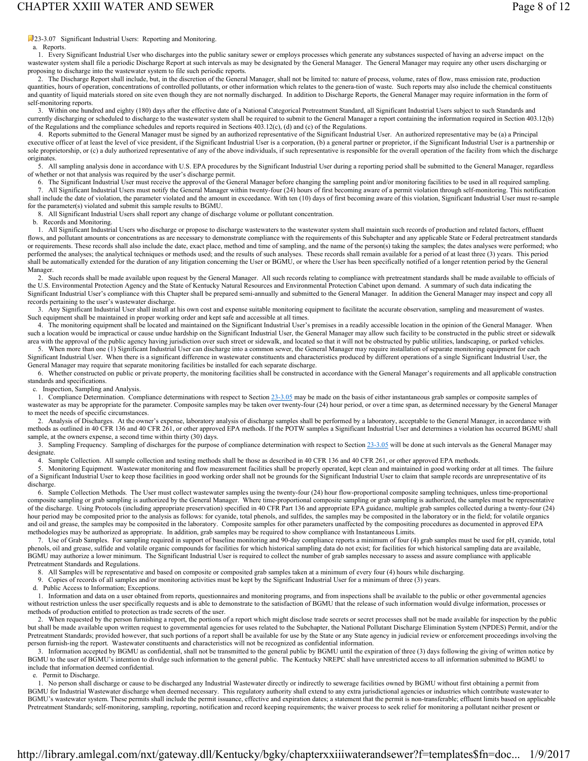23-3.07 Significant Industrial Users: Reporting and Monitoring.

a. Reports.

1. Every Significant Industrial User who discharges into the public sanitary sewer or employs processes which generate any substances suspected of having an adverse impact on the wastewater system shall file a periodic Discharge Report at such intervals as may be designated by the General Manager. The General Manager may require any other users discharging or proposing to discharge into the wastewater system to file such periodic reports.

2. The Discharge Report shall include, but, in the discretion of the General Manager, shall not be limited to: nature of process, volume, rates of flow, mass emission rate, production quantities, hours of operation, concentrations of controlled pollutants, or other information which relates to the genera-tion of waste. Such reports may also include the chemical constituents and quantity of liquid materials stored on site even though they are not normally discharged. In addition to Discharge Reports, the General Manager may require information in the form of self-monitoring reports.

3. Within one hundred and eighty (180) days after the effective date of a National Categorical Pretreatment Standard, all Significant Industrial Users subject to such Standards and currently discharging or scheduled to discharge to the wastewater system shall be required to submit to the General Manager a report containing the information required in Section 403.12(b) of the Regulations and the compliance schedules and reports required in Sections 403.12(c), (d) and (c) of the Regulations.

4. Reports submitted to the General Manager must be signed by an authorized representative of the Significant Industrial User. An authorized representative may be (a) a Principal executive officer of at least the level of vice president, if the Significant Industrial User is a corporation, (b) a general partner or proprietor, if the Significant Industrial User is a partnership or sole proprietorship, or (c) a duly authorized representative of any of the above individuals, if such representative is responsible for the overall operation of the facility from which the discharge originates.

5. All sampling analysis done in accordance with U.S. EPA procedures by the Significant Industrial User during a reporting period shall be submitted to the General Manager, regardless of whether or not that analysis was required by the user's discharge permit.

6. The Significant Industrial User must receive the approval of the General Manager before changing the sampling point and/or monitoring facilities to be used in all required sampling.

7. All Significant Industrial Users must notify the General Manager within twenty-four (24) hours of first becoming aware of a permit violation through self-monitoring. This notification shall include the date of violation, the parameter violated and the amount in exceedance. With ten (10) days of first becoming aware of this violation, Significant Industrial User must re-sample for the parameter(s) violated and submit this sample results to BGMU.

8. All Significant Industrial Users shall report any change of discharge volume or pollutant concentration.

b. Records and Monitoring.

1. All Significant Industrial Users who discharge or propose to discharge wastewaters to the wastewater system shall maintain such records of production and related factors, effluent flows, and pollutant amounts or concentrations as are necessary to demonstrate compliance with the requirements of this Subchapter and any applicable State or Federal pretreatment standards or requirements. These records shall also include the date, exact place, method and time of sampling, and the name of the person(s) taking the samples; the dates analyses were performed; who performed the analyses; the analytical techniques or methods used; and the results of such analyses. These records shall remain available for a period of at least three (3) years. This period shall be automatically extended for the duration of any litigation concerning the User or BGMU, or where the User has been specifically notified of a longer retention period by the General Manager.

2. Such records shall be made available upon request by the General Manager. All such records relating to compliance with pretreatment standards shall be made available to officials of the U.S. Environmental Protection Agency and the State of Kentucky Natural Resources and Environmental Protection Cabinet upon demand. A summary of such data indicating the Significant Industrial User's compliance with this Chapter shall be prepared semi-annually and submitted to the General Manager. In addition the General Manager may inspect and copy all records pertaining to the user's wastewater discharge.

3. Any Significant Industrial User shall install at his own cost and expense suitable monitoring equipment to facilitate the accurate observation, sampling and measurement of wastes. Such equipment shall be maintained in proper working order and kept safe and accessible at all times.

4. The monitoring equipment shall be located and maintained on the Significant Industrial User's premises in a readily accessible location in the opinion of the General Manager. When such a location would be impractical or cause undue hardship on the Significant Industrial User, the General Manager may allow such facility to be constructed in the public street or sidewalk area with the approval of the public agency having jurisdiction over such street or sidewalk, and located so that it will not be obstructed by public utilities, landscaping, or parked vehicles.

5. When more than one (1) Significant Industrial User can discharge into a common sewer, the General Manager may require installation of separate monitoring equipment for each Significant Industrial User. When there is a significant difference in wastewater constituents and characteristics produced by different operations of a single Significant Industrial User, the General Manager may require that separate monitoring facilities be installed for each separate discharge.

6. Whether constructed on public or private property, the monitoring facilities shall be constructed in accordance with the General Manager's requirements and all applicable construction standards and specifications.

c. Inspection, Sampling and Analysis.

1. Compliance Determination. Compliance determinations with respect to Section 23-3.05 may be made on the basis of either instantaneous grab samples or composite samples of wastewater as may be appropriate for the parameter. Composite samples may be taken over twenty-four (24) hour period, or over a time span, as determined necessary by the General Manager to meet the needs of specific circumstances.

2. Analysis of Discharges. At the owner's expense, laboratory analysis of discharge samples shall be performed by a laboratory, acceptable to the General Manager, in accordance with methods as outlined in 40 CFR 136 and 40 CFR 261, or other approved EPA methods. If the POTW samples a Significant Industrial User and determines a violation has occurred BGMU shall sample, at the owners expense, a second time within thirty (30) days.

3. Sampling Frequency. Sampling of discharges for the purpose of compliance determination with respect to Section 23-3.05 will be done at such intervals as the General Manager may designate.

4. Sample Collection. All sample collection and testing methods shall be those as described in 40 CFR 136 and 40 CFR 261, or other approved EPA methods.

5. Monitoring Equipment. Wastewater monitoring and flow measurement facilities shall be properly operated, kept clean and maintained in good working order at all times. The failure of a Significant Industrial User to keep those facilities in good working order shall not be grounds for the Significant Industrial User to claim that sample records are unrepresentative of its discharge.

6. Sample Collection Methods. The User must collect wastewater samples using the twenty-four (24) hour flow-proportional composite sampling techniques, unless time-proportional composite sampling or grab sampling is authorized by the General Manager. Where time-proportional composite sampling or grab sampling is authorized, the samples must be representative of the discharge. Using Protocols (including appropriate preservation) specified in 40 CFR Part 136 and appropriate EPA guidance, multiple grab samples collected during a twenty-four (24) hour period may be composited prior to the analysis as follows: for cyanide, total phenols, and sulfides, the samples may be composited in the laboratory or in the field; for volatile organics and oil and grease, the samples may be composited in the laboratory. Composite samples for other parameters unaffected by the compositing procedures as documented in approved EPA methodologies may be authorized as appropriate. In addition, grab samples may be required to show compliance with Instantaneous Limits.

7. Use of Grab Samples. For sampling required in support of baseline monitoring and 90-day compliance reports a minimum of four (4) grab samples must be used for pH, cyanide, total phenols, oil and grease, sulfide and volatile organic compounds for facilities for which historical sampling data do not exist; for facilities for which historical sampling data are available, BGMU may authorize a lower minimum. The Significant Industrial User is required to collect the number of grab samples necessary to assess and assure compliance with applicable Pretreatment Standards and Regulations.

8. All Samples will be representative and based on composite or composited grab samples taken at a minimum of every four (4) hours while discharging.

9. Copies of records of all samples and/or monitoring activities must be kept by the Significant Industrial User for a minimum of three (3) years.

d. Public Access to Information; Exceptions.

1. Information and data on a user obtained from reports, questionnaires and monitoring programs, and from inspections shall be available to the public or other governmental agencies without restriction unless the user specifically requests and is able to demonstrate to the satisfaction of BGMU that the release of such information would divulge information, processes or methods of production entitled to protection as trade secrets of the user.

2. When requested by the person furnishing a report, the portions of a report which might disclose trade secrets or secret processes shall not be made available for inspection by the public but shall be made available upon written request to governmental agencies for uses related to the Subchapter, the National Pollutant Discharge Elimination System (NPDES) Permit, and/or the Pretreatment Standards; provided however, that such portions of a report shall be available for use by the State or any State agency in judicial review or enforcement proceedings involving the person furnish-ing the report. Wastewater constituents and characteristics will not be recognized as confidential information.

3. Information accepted by BGMU as confidential, shall not be transmitted to the general public by BGMU until the expiration of three (3) days following the giving of written notice by BGMU to the user of BGMU's intention to divulge such information to the general public. The Kentucky NREPC shall have unrestricted access to all information submitted to BGMU to include that information deemed confidential.

e. Permit to Discharge.

1. No person shall discharge or cause to be discharged any Industrial Wastewater directly or indirectly to sewerage facilities owned by BGMU without first obtaining a permit from BGMU for Industrial Wastewater discharge when deemed necessary. This regulatory authority shall extend to any extra jurisdictional agencies or industries which contribute wastewater to BGMU's wastewater system. These permits shall include the permit issuance, effective and expiration dates; a statement that the permit is non-transferable; effluent limits based on applicable Pretreatment Standards; self-monitoring, sampling, reporting, notification and record keeping requirements; the waiver process to seek relief for monitoring a pollutant neither present or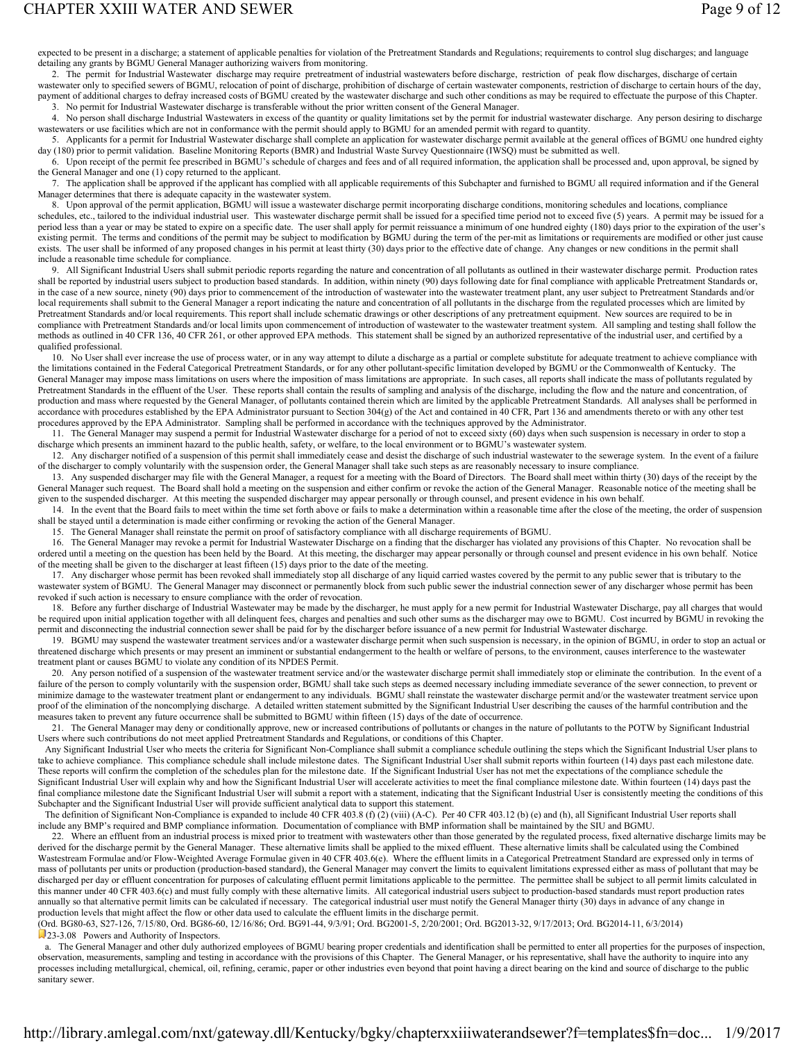expected to be present in a discharge; a statement of applicable penalties for violation of the Pretreatment Standards and Regulations; requirements to control slug discharges; and language detailing any grants by BGMU General Manager authorizing waivers from monitoring.

2. The permit for Industrial Wastewater discharge may require pretreatment of industrial wastewaters before discharge, restriction of peak flow discharges, discharge of certain wastewater only to specified sewers of BGMU, relocation of point of discharge, prohibition of discharge of certain wastewater components, restriction of discharge to certain hours of the day, payment of additional charges to defray increased costs of BGMU created by the wastewater discharge and such other conditions as may be required to effectuate the purpose of this Chapter.

3. No permit for Industrial Wastewater discharge is transferable without the prior written consent of the General Manager.

4. No person shall discharge Industrial Wastewaters in excess of the quantity or quality limitations set by the permit for industrial wastewater discharge. Any person desiring to discharge wastewaters or use facilities which are not in conformance with the permit should apply to BGMU for an amended permit with regard to quantity.

5. Applicants for a permit for Industrial Wastewater discharge shall complete an application for wastewater discharge permit available at the general offices of BGMU one hundred eighty day (180) prior to permit validation. Baseline Monitoring Reports (BMR) and Industrial Waste Survey Questionnaire (IWSQ) must be submitted as well.

6. Upon receipt of the permit fee prescribed in BGMU's schedule of charges and fees and of all required information, the application shall be processed and, upon approval, be signed by the General Manager and one (1) copy returned to the applicant.

7. The application shall be approved if the applicant has complied with all applicable requirements of this Subchapter and furnished to BGMU all required information and if the General Manager determines that there is adequate capacity in the wastewater system.

8. Upon approval of the permit application, BGMU will issue a wastewater discharge permit incorporating discharge conditions, monitoring schedules and locations, compliance schedules, etc., tailored to the individual industrial user. This wastewater discharge permit shall be issued for a specified time period not to exceed five (5) years. A permit may be issued for a period less than a year or may be stated to expire on a specific date. The user shall apply for permit reissuance a minimum of one hundred eighty (180) days prior to the expiration of the user's existing permit. The terms and conditions of the permit may be subject to modification by BGMU during the term of the per-mit as limitations or requirements are modified or other just cause exists. The user shall be informed of any proposed changes in his permit at least thirty (30) days prior to the effective date of change. Any changes or new conditions in the permit shall include a reasonable time schedule for compliance.

9. All Significant Industrial Users shall submit periodic reports regarding the nature and concentration of all pollutants as outlined in their wastewater discharge permit. Production rates shall be reported by industrial users subject to production based standards. In addition, within ninety (90) days following date for final compliance with applicable Pretreatment Standards or, in the case of a new source, ninety (90) days prior to commencement of the introduction of wastewater into the wastewater treatment plant, any user subject to Pretreatment Standards and/or local requirements shall submit to the General Manager a report indicating the nature and concentration of all pollutants in the discharge from the regulated processes which are limited by Pretreatment Standards and/or local requirements. This report shall include schematic drawings or other descriptions of any pretreatment equipment. New sources are required to be in compliance with Pretreatment Standards and/or local limits upon commencement of introduction of wastewater to the wastewater treatment system. All sampling and testing shall follow the methods as outlined in 40 CFR 136, 40 CFR 261, or other approved EPA methods. This statement shall be signed by an authorized representative of the industrial user, and certified by a qualified professional.

10. No User shall ever increase the use of process water, or in any way attempt to dilute a discharge as a partial or complete substitute for adequate treatment to achieve compliance with the limitations contained in the Federal Categorical Pretreatment Standards, or for any other pollutant-specific limitation developed by BGMU or the Commonwealth of Kentucky. The General Manager may impose mass limitations on users where the imposition of mass limitations are appropriate. In such cases, all reports shall indicate the mass of pollutants regulated by Pretreatment Standards in the effluent of the User. These reports shall contain the results of sampling and analysis of the discharge, including the flow and the nature and concentration, of production and mass where requested by the General Manager, of pollutants contained therein which are limited by the applicable Pretreatment Standards. All analyses shall be performed in accordance with procedures established by the EPA Administrator pursuant to Section 304(g) of the Act and contained in 40 CFR, Part 136 and amendments thereto or with any other test procedures approved by the EPA Administrator. Sampling shall be performed in accordance with the techniques approved by the Administrator.

11. The General Manager may suspend a permit for Industrial Wastewater discharge for a period of not to exceed sixty (60) days when such suspension is necessary in order to stop a discharge which presents an imminent hazard to the public health, safety, or welfare, to the local environment or to BGMU's wastewater system.

12. Any discharger notified of a suspension of this permit shall immediately cease and desist the discharge of such industrial wastewater to the sewerage system. In the event of a failure of the discharger to comply voluntarily with the suspension order, the General Manager shall take such steps as are reasonably necessary to insure compliance.

13. Any suspended discharger may file with the General Manager, a request for a meeting with the Board of Directors. The Board shall meet within thirty (30) days of the receipt by the General Manager such request. The Board shall hold a meeting on the suspension and either confirm or revoke the action of the General Manager. Reasonable notice of the meeting shall be given to the suspended discharger. At this meeting the suspended discharger may appear personally or through counsel, and present evidence in his own behalf.

14. In the event that the Board fails to meet within the time set forth above or fails to make a determination within a reasonable time after the close of the meeting, the order of suspension shall be stayed until a determination is made either confirming or revoking the action of the General Manager.

15. The General Manager shall reinstate the permit on proof of satisfactory compliance with all discharge requirements of BGMU.

16. The General Manager may revoke a permit for Industrial Wastewater Discharge on a finding that the discharger has violated any provisions of this Chapter. No revocation shall be ordered until a meeting on the question has been held by the Board. At this meeting, the discharger may appear personally or through counsel and present evidence in his own behalf. Notice of the meeting shall be given to the discharger at least fifteen (15) days prior to the date of the meeting.

17. Any discharger whose permit has been revoked shall immediately stop all discharge of any liquid carried wastes covered by the permit to any public sewer that is tributary to the wastewater system of BGMU. The General Manager may disconnect or permanently block from such public sewer the industrial connection sewer of any discharger whose permit has been revoked if such action is necessary to ensure compliance with the order of revocation.

18. Before any further discharge of Industrial Wastewater may be made by the discharger, he must apply for a new permit for Industrial Wastewater Discharge, pay all charges that would be required upon initial application together with all delinquent fees, charges and penalties and such other sums as the discharger may owe to BGMU. Cost incurred by BGMU in revoking the permit and disconnecting the industrial connection sewer shall be paid for by the discharger before issuance of a new permit for Industrial Wastewater discharge.

19. BGMU may suspend the wastewater treatment services and/or a wastewater discharge permit when such suspension is necessary, in the opinion of BGMU, in order to stop an actual or threatened discharge which presents or may present an imminent or substantial endangerment to the health or welfare of persons, to the environment, causes interference to the wastewater treatment plant or causes BGMU to violate any condition of its NPDES Permit.

20. Any person notified of a suspension of the wastewater treatment service and/or the wastewater discharge permit shall immediately stop or eliminate the contribution. In the event of a failure of the person to comply voluntarily with the suspension order, BGMU shall take such steps as deemed necessary including immediate severance of the sewer connection, to prevent or minimize damage to the wastewater treatment plant or endangerment to any individuals. BGMU shall reinstate the wastewater discharge permit and/or the wastewater treatment service upon proof of the elimination of the noncomplying discharge. A detailed written statement submitted by the Significant Industrial User describing the causes of the harmful contribution and the measures taken to prevent any future occurrence shall be submitted to BGMU within fifteen (15) days of the date of occurrence.

21. The General Manager may deny or conditionally approve, new or increased contributions of pollutants or changes in the nature of pollutants to the POTW by Significant Industrial Users where such contributions do not meet applied Pretreatment Standards and Regulations, or conditions of this Chapter.

Any Significant Industrial User who meets the criteria for Significant Non-Compliance shall submit a compliance schedule outlining the steps which the Significant Industrial User plans to take to achieve compliance. This compliance schedule shall include milestone dates. The Significant Industrial User shall submit reports within fourteen (14) days past each milestone date. These reports will confirm the completion of the schedules plan for the milestone date. If the Significant Industrial User has not met the expectations of the compliance schedule the Significant Industrial User will explain why and how the Significant Industrial User will accelerate activities to meet the final compliance milestone date. Within fourteen (14) days past the final compliance milestone date the Significant Industrial User will submit a report with a statement, indicating that the Significant Industrial User is consistently meeting the conditions of this Subchapter and the Significant Industrial User will provide sufficient analytical data to support this statement.

The definition of Significant Non-Compliance is expanded to include 40 CFR 403.8 (f) (2) (viii) (A-C). Per 40 CFR 403.12 (b) (e) and (h), all Significant Industrial User reports shall include any BMP's required and BMP compliance information. Documentation of compliance with BMP information shall be maintained by the SIU and BGMU.

22. Where an effluent from an industrial process is mixed prior to treatment with wastewaters other than those generated by the regulated process, fixed alternative discharge limits may be derived for the discharge permit by the General Manager. These alternative limits shall be applied to the mixed effluent. These alternative limits shall be calculated using the Combined Wastestream Formulae and/or Flow-Weighted Average Formulae given in 40 CFR 403.6(e). Where the effluent limits in a Categorical Pretreatment Standard are expressed only in terms of mass of pollutants per units or production (production-based standard), the General Manager may convert the limits to equivalent limitations expressed either as mass of pollutant that may be discharged per day or effluent concentration for purposes of calculating effluent permit limitations applicable to the permittee. The permittee shall be subject to all permit limits calculated in this manner under 40 CFR 403.6(c) and must fully comply with these alternative limits. All categorical industrial users subject to production-based standards must report production rates annually so that alternative permit limits can be calculated if necessary. The categorical industrial user must notify the General Manager thirty (30) days in advance of any change in production levels that might affect the flow or other data used to calculate the effluent limits in the discharge permit.

(Ord. BG80-63, S27-126, 7/15/80, Ord. BG86-60, 12/16/86; Ord. BG91-44, 9/3/91; Ord. BG2001-5, 2/20/2001; Ord. BG2013-32, 9/17/2013; Ord. BG2014-11, 6/3/2014)

## 23-3.08 Powers and Authority of Inspectors.

a. The General Manager and other duly authorized employees of BGMU bearing proper credentials and identification shall be permitted to enter all properties for the purposes of inspection, observation, measurements, sampling and testing in accordance with the provisions of this Chapter. The General Manager, or his representative, shall have the authority to inquire into any processes including metallurgical, chemical, oil, refining, ceramic, paper or other industries even beyond that point having a direct bearing on the kind and source of discharge to the public sanitary sewer.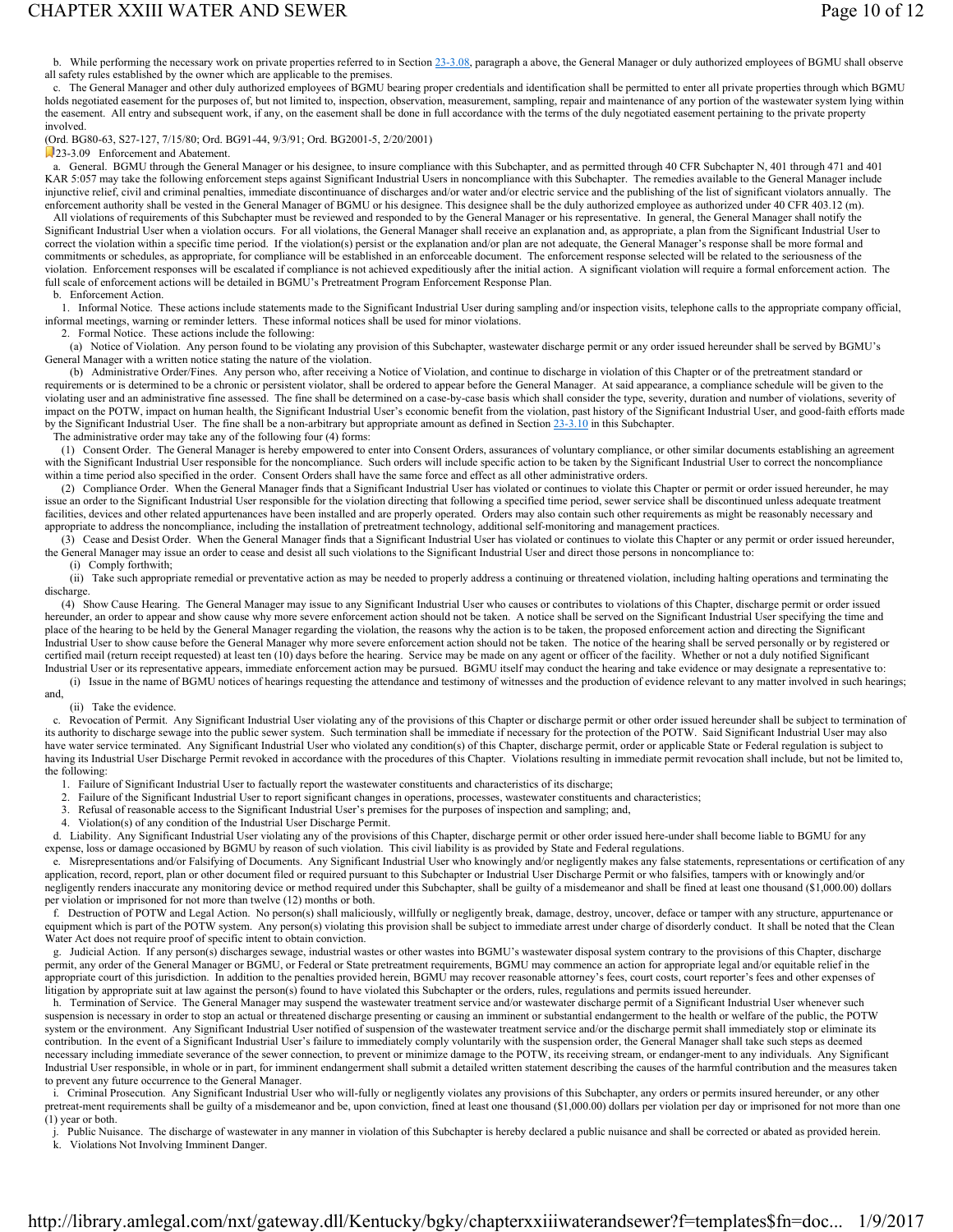b. While performing the necessary work on private properties referred to in Section 23-3.08, paragraph a above, the General Manager or duly authorized employees of BGMU shall observe all safety rules established by the owner which are applicable to the premises.

c. The General Manager and other duly authorized employees of BGMU bearing proper credentials and identification shall be permitted to enter all private properties through which BGMU holds negotiated easement for the purposes of, but not limited to, inspection, observation, measurement, sampling, repair and maintenance of any portion of the wastewater system lying within the easement. All entry and subsequent work, if any, on the easement shall be done in full accordance with the terms of the duly negotiated easement pertaining to the private property involved.

(Ord. BG80-63, S27-127, 7/15/80; Ord. BG91-44, 9/3/91; Ord. BG2001-5, 2/20/2001)

### 23-3.09 Enforcement and Abatement.

a. General. BGMU through the General Manager or his designee, to insure compliance with this Subchapter, and as permitted through 40 CFR Subchapter N, 401 through 471 and 401 KAR 5:057 may take the following enforcement steps against Significant Industrial Users in noncompliance with this Subchapter. The remedies available to the General Manager include injunctive relief, civil and criminal penalties, immediate discontinuance of discharges and/or water and/or electric service and the publishing of the list of significant violators annually. The enforcement authority shall be vested in the General Manager of BGMU or his designee. This designee shall be the duly authorized employee as authorized under 40 CFR 403.12 (m).

All violations of requirements of this Subchapter must be reviewed and responded to by the General Manager or his representative. In general, the General Manager shall notify the Significant Industrial User when a violation occurs. For all violations, the General Manager shall receive an explanation and, as appropriate, a plan from the Significant Industrial User to correct the violation within a specific time period. If the violation(s) persist or the explanation and/or plan are not adequate, the General Manager's response shall be more formal and commitments or schedules, as appropriate, for compliance will be established in an enforceable document. The enforcement response selected will be related to the seriousness of the violation. Enforcement responses will be escalated if compliance is not achieved expeditiously after the initial action. A significant violation will require a formal enforcement action. The full scale of enforcement actions will be detailed in BGMU's Pretreatment Program Enforcement Response Plan.

b. Enforcement Action.

1. Informal Notice. These actions include statements made to the Significant Industrial User during sampling and/or inspection visits, telephone calls to the appropriate company official, informal meetings, warning or reminder letters. These informal notices shall be used for minor violations.

2. Formal Notice. These actions include the following:

(a) Notice of Violation. Any person found to be violating any provision of this Subchapter, wastewater discharge permit or any order issued hereunder shall be served by BGMU's General Manager with a written notice stating the nature of the violation.

(b) Administrative Order/Fines. Any person who, after receiving a Notice of Violation, and continue to discharge in violation of this Chapter or of the pretreatment standard or requirements or is determined to be a chronic or persistent violator, shall be ordered to appear before the General Manager. At said appearance, a compliance schedule will be given to the violating user and an administrative fine assessed. The fine shall be determined on a case-by-case basis which shall consider the type, severity, duration and number of violations, severity of impact on the POTW, impact on human health, the Significant Industrial User's economic benefit from the violation, past history of the Significant Industrial User, and good-faith efforts made by the Significant Industrial User. The fine shall be a non-arbitrary but appropriate amount as defined in Section 23-3.10 in this Subchapter.

The administrative order may take any of the following four (4) forms:

(1) Consent Order. The General Manager is hereby empowered to enter into Consent Orders, assurances of voluntary compliance, or other similar documents establishing an agreement with the Significant Industrial User responsible for the noncompliance. Such orders will include specific action to be taken by the Significant Industrial User to correct the noncompliance within a time period also specified in the order. Consent Orders shall have the same force and effect as all other administrative orders.

(2) Compliance Order. When the General Manager finds that a Significant Industrial User has violated or continues to violate this Chapter or permit or order issued hereunder, he may issue an order to the Significant Industrial User responsible for the violation directing that following a specified time period, sewer service shall be discontinued unless adequate treatment facilities, devices and other related appurtenances have been installed and are properly operated. Orders may also contain such other requirements as might be reasonably necessary and appropriate to address the noncompliance, including the installation of pretreatment technology, additional self-monitoring and management practices.

(3) Cease and Desist Order. When the General Manager finds that a Significant Industrial User has violated or continues to violate this Chapter or any permit or order issued hereunder, the General Manager may issue an order to cease and desist all such violations to the Significant Industrial User and direct those persons in noncompliance to:

(i) Comply forthwith;

(ii) Take such appropriate remedial or preventative action as may be needed to properly address a continuing or threatened violation, including halting operations and terminating the discharge.

(4) Show Cause Hearing. The General Manager may issue to any Significant Industrial User who causes or contributes to violations of this Chapter, discharge permit or order issued hereunder, an order to appear and show cause why more severe enforcement action should not be taken. A notice shall be served on the Significant Industrial User specifying the time and place of the hearing to be held by the General Manager regarding the violation, the reasons why the action is to be taken, the proposed enforcement action and directing the Significant Industrial User to show cause before the General Manager why more severe enforcement action should not be taken. The notice of the hearing shall be served personally or by registered or certified mail (return receipt requested) at least ten (10) days before the hearing. Service may be made on any agent or officer of the facility. Whether or not a duly notified Significant Industrial User or its representative appears, immediate enforcement action may be pursued. BGMU itself may conduct the hearing and take evidence or may designate a representative to:

(i) Issue in the name of BGMU notices of hearings requesting the attendance and testimony of witnesses and the production of evidence relevant to any matter involved in such hearings; and,

(ii) Take the evidence.

c. Revocation of Permit. Any Significant Industrial User violating any of the provisions of this Chapter or discharge permit or other order issued hereunder shall be subject to termination of its authority to discharge sewage into the public sewer system. Such termination shall be immediate if necessary for the protection of the POTW. Said Significant Industrial User may also have water service terminated. Any Significant Industrial User who violated any condition(s) of this Chapter, discharge permit, order or applicable State or Federal regulation is subject to having its Industrial User Discharge Permit revoked in accordance with the procedures of this Chapter. Violations resulting in immediate permit revocation shall include, but not be limited to, the following:

1. Failure of Significant Industrial User to factually report the wastewater constituents and characteristics of its discharge;
2. Failure of the Significant Industrial User to report significant changes in operations, processes, wastewater constituents and characteristics;
3. Refusal of reasonable access to the Significant Industrial User's premises for the purposes of inspection and sampling; and,
4. Violation(s) of any condition of the Industrial User Discharge Permit.

d. Liability. Any Significant Industrial User violating any of the provisions of this Chapter, discharge permit or other order issued here-under shall become liable to BGMU for any expense, loss or damage occasioned by BGMU by reason of such violation. This civil liability is as provided by State and Federal regulations.

e. Misrepresentations and/or Falsifying of Documents. Any Significant Industrial User who knowingly and/or negligently makes any false statements, representations or certification of any application, record, report, plan or other document filed or required pursuant to this Subchapter or Industrial User Discharge Permit or who falsifies, tampers with or knowingly and/or negligently renders inaccurate any monitoring device or method required under this Subchapter, shall be guilty of a misdemeanor and shall be fined at least one thousand ($1,000.00) dollars per violation or imprisoned for not more than twelve (12) months or both.

f. Destruction of POTW and Legal Action. No person(s) shall maliciously, willfully or negligently break, damage, destroy, uncover, deface or tamper with any structure, appurtenance or equipment which is part of the POTW system. Any person(s) violating this provision shall be subject to immediate arrest under charge of disorderly conduct. It shall be noted that the Clean Water Act does not require proof of specific intent to obtain conviction.

g. Judicial Action. If any person(s) discharges sewage, industrial wastes or other wastes into BGMU's wastewater disposal system contrary to the provisions of this Chapter, discharge permit, any order of the General Manager or BGMU, or Federal or State pretreatment requirements, BGMU may commence an action for appropriate legal and/or equitable relief in the appropriate court of this jurisdiction. In addition to the penalties provided herein, BGMU may recover reasonable attorney's fees, court costs, court reporter's fees and other expenses of litigation by appropriate suit at law against the person(s) found to have violated this Subchapter or the orders, rules, regulations and permits issued hereunder.

h. Termination of Service. The General Manager may suspend the wastewater treatment service and/or wastewater discharge permit of a Significant Industrial User whenever such suspension is necessary in order to stop an actual or threatened discharge presenting or causing an imminent or substantial endangerment to the health or welfare of the public, the POTW system or the environment. Any Significant Industrial User notified of suspension of the wastewater treatment service and/or the discharge permit shall immediately stop or eliminate its contribution. In the event of a Significant Industrial User's failure to immediately comply voluntarily with the suspension order, the General Manager shall take such steps as deemed necessary including immediate severance of the sewer connection, to prevent or minimize damage to the POTW, its receiving stream, or endanger-ment to any individuals. Any Significant Industrial User responsible, in whole or in part, for imminent endangerment shall submit a detailed written statement describing the causes of the harmful contribution and the measures taken to prevent any future occurrence to the General Manager.

i. Criminal Prosecution. Any Significant Industrial User who will-fully or negligently violates any provisions of this Subchapter, any orders or permits insured hereunder, or any other pretreat-ment requirements shall be guilty of a misdemeanor and be, upon conviction, fined at least one thousand ($1,000.00) dollars per violation per day or imprisoned for not more than one (1) year or both.

j. Public Nuisance. The discharge of wastewater in any manner in violation of this Subchapter is hereby declared a public nuisance and shall be corrected or abated as provided herein.

k. Violations Not Involving Imminent Danger.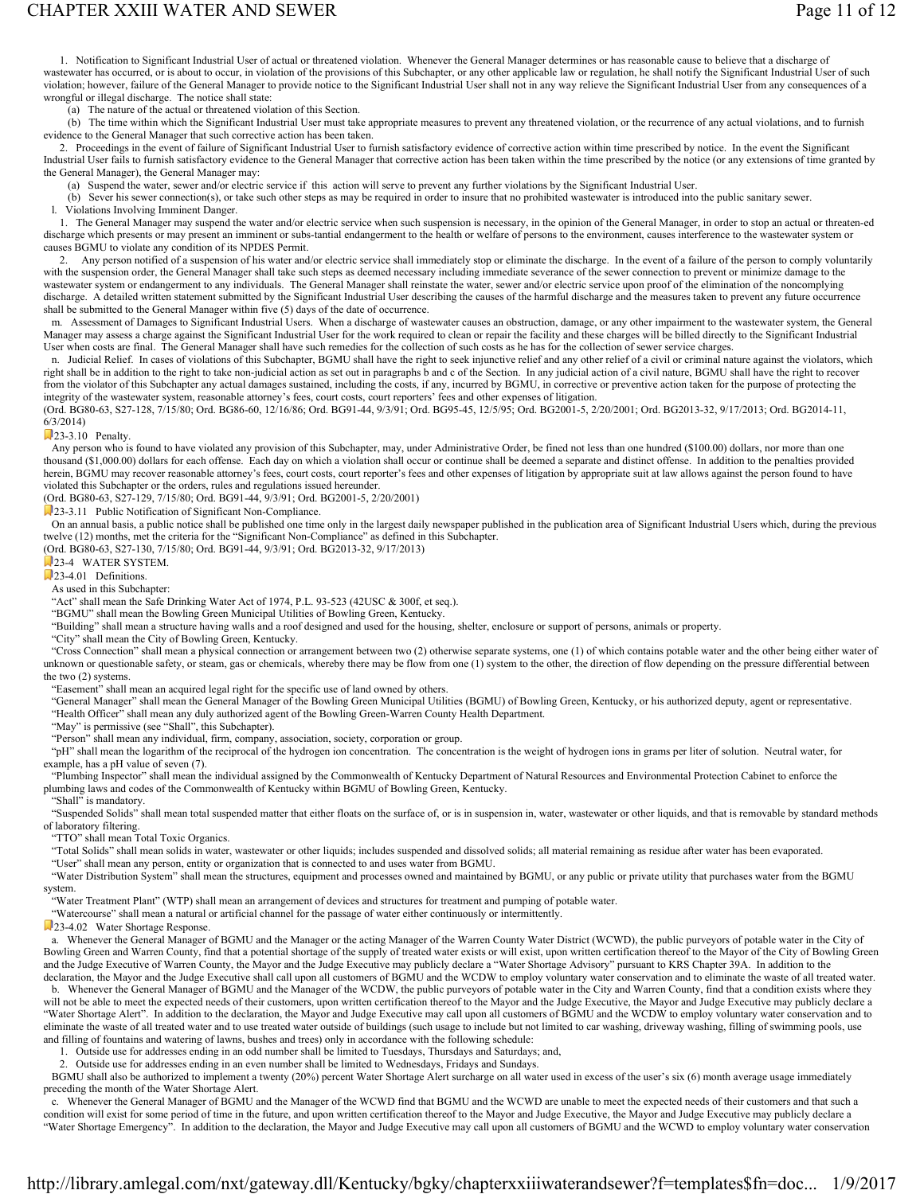1. Notification to Significant Industrial User of actual or threatened violation. Whenever the General Manager determines or has reasonable cause to believe that a discharge of wastewater has occurred, or is about to occur, in violation of the provisions of this Subchapter, or any other applicable law or regulation, he shall notify the Significant Industrial User of such violation; however, failure of the General Manager to provide notice to the Significant Industrial User shall not in any way relieve the Significant Industrial User from any consequences of a wrongful or illegal discharge. The notice shall state:

(a) The nature of the actual or threatened violation of this Section.

(b) The time within which the Significant Industrial User must take appropriate measures to prevent any threatened violation, or the recurrence of any actual violations, and to furnish evidence to the General Manager that such corrective action has been taken.

2. Proceedings in the event of failure of Significant Industrial User to furnish satisfactory evidence of corrective action within time prescribed by notice. In the event the Significant Industrial User fails to furnish satisfactory evidence to the General Manager that corrective action has been taken within the time prescribed by the notice (or any extensions of time granted by the General Manager), the General Manager may:

(a) Suspend the water, sewer and/or electric service if this action will serve to prevent any further violations by the Significant Industrial User.

(b) Sever his sewer connection(s), or take such other steps as may be required in order to insure that no prohibited wastewater is introduced into the public sanitary sewer.

l. Violations Involving Imminent Danger.

1. The General Manager may suspend the water and/or electric service when suspension is necessary, in the opinion of the General Manager, in order to stop an actual or threaten-ed discharge which presents or may present an imminent or subs-tantial endangerment to the health or welfare of persons to the environment, causes interference to the wastewater system or causes BGMU to violate any condition of its NPDES Permit.

2. Any person notified of a suspension of his water and/or electric service shall immediately stop or eliminate the discharge. In the event of a failure of the person to comply voluntarily with the suspension order, the General Manager shall take such steps as deemed necessary including immediate severance of the sewer connection to prevent or minimize damage to the wastewater system or endangerment to any individuals. The General Manager shall reinstate the water, sewer and/or electric service upon proof of the elimination of the noncomplying discharge. A detailed written statement submitted by the Significant Industrial User describing the causes of the harmful discharge and the measures taken to prevent any future occurrence shall be submitted to the General Manager within five (5) days of the date of occurrence.

m. Assessment of Damages to Significant Industrial Users. When a discharge of wastewater causes an obstruction, damage, or any other impairment to the wastewater system, the General Manager may assess a charge against the Significant Industrial User for the work required to clean or repair the facility and these charges will be billed directly to the Significant Industrial User when costs are final. The General Manager shall have such remedies for the collection of such costs as he has for the collection of sewer service charges.

n. Judicial Relief. In cases of violations of this Subchapter, BGMU shall have the right to seek injunctive relief and any other relief of a civil or criminal nature against the violators, which right shall be in addition to the right to take non-judicial action as set out in paragraphs b and c of the Section. In any judicial action of a civil nature, BGMU shall have the right to recover from the violator of this Subchapter any actual damages sustained, including the costs, if any, incurred by BGMU, in corrective or preventive action taken for the purpose of protecting the integrity of the wastewater system, reasonable attorney's fees, court costs, court reporters' fees and other expenses of litigation.

(Ord. BG80-63, S27-128, 7/15/80; Ord. BG86-60, 12/16/86; Ord. BG91-44, 9/3/91; Ord. BG95-45, 12/5/95; Ord. BG2001-5, 2/20/2001; Ord. BG2013-32, 9/17/2013; Ord. BG2014-11, 6/3/2014)

### 23-3.10 Penalty.

Any person who is found to have violated any provision of this Subchapter, may, under Administrative Order, be fined not less than one hundred ($100.00) dollars, nor more than one thousand ($1,000.00) dollars for each offense. Each day on which a violation shall occur or continue shall be deemed a separate and distinct offense. In addition to the penalties provided herein, BGMU may recover reasonable attorney's fees, court costs, court reporter's fees and other expenses of litigation by appropriate suit at law allows against the person found to have violated this Subchapter or the orders, rules and regulations issued hereunder.

(Ord. BG80-63, S27-129, 7/15/80; Ord. BG91-44, 9/3/91; Ord. BG2001-5, 2/20/2001)

### 23-3.11 Public Notification of Significant Non-Compliance.

On an annual basis, a public notice shall be published one time only in the largest daily newspaper published in the publication area of Significant Industrial Users which, during the previous twelve (12) months, met the criteria for the "Significant Non-Compliance" as defined in this Subchapter.

(Ord. BG80-63, S27-130, 7/15/80; Ord. BG91-44, 9/3/91; Ord. BG2013-32, 9/17/2013)

## 23-4 WATER SYSTEM.

### 23-4.01 Definitions.

As used in this Subchapter:

"Act" shall mean the Safe Drinking Water Act of 1974, P.L. 93-523 (42USC & 300f, et seq.).

"BGMU" shall mean the Bowling Green Municipal Utilities of Bowling Green, Kentucky.

"Building" shall mean a structure having walls and a roof designed and used for the housing, shelter, enclosure or support of persons, animals or property.

"City" shall mean the City of Bowling Green, Kentucky.

"Cross Connection" shall mean a physical connection or arrangement between two (2) otherwise separate systems, one (1) of which contains potable water and the other being either water of unknown or questionable safety, or steam, gas or chemicals, whereby there may be flow from one (1) system to the other, the direction of flow depending on the pressure differential between the two (2) systems.

"Easement" shall mean an acquired legal right for the specific use of land owned by others.

"General Manager" shall mean the General Manager of the Bowling Green Municipal Utilities (BGMU) of Bowling Green, Kentucky, or his authorized deputy, agent or representative.

"Health Officer" shall mean any duly authorized agent of the Bowling Green-Warren County Health Department.

"May" is permissive (see "Shall", this Subchapter).

"Person" shall mean any individual, firm, company, association, society, corporation or group.

"pH" shall mean the logarithm of the reciprocal of the hydrogen ion concentration. The concentration is the weight of hydrogen ions in grams per liter of solution. Neutral water, for example, has a pH value of seven (7).

"Plumbing Inspector" shall mean the individual assigned by the Commonwealth of Kentucky Department of Natural Resources and Environmental Protection Cabinet to enforce the plumbing laws and codes of the Commonwealth of Kentucky within BGMU of Bowling Green, Kentucky.

"Shall" is mandatory.

"Suspended Solids" shall mean total suspended matter that either floats on the surface of, or is in suspension in, water, wastewater or other liquids, and that is removable by standard methods of laboratory filtering.

"TTO" shall mean Total Toxic Organics.

"Total Solids" shall mean solids in water, wastewater or other liquids; includes suspended and dissolved solids; all material remaining as residue after water has been evaporated.

"User" shall mean any person, entity or organization that is connected to and uses water from BGMU.

"Water Distribution System" shall mean the structures, equipment and processes owned and maintained by BGMU, or any public or private utility that purchases water from the BGMU system.

"Water Treatment Plant" (WTP) shall mean an arrangement of devices and structures for treatment and pumping of potable water.

"Watercourse" shall mean a natural or artificial channel for the passage of water either continuously or intermittently.

### 23-4.02 Water Shortage Response.

a. Whenever the General Manager of BGMU and the Manager or the acting Manager of the Warren County Water District (WCWD), the public purveyors of potable water in the City of Bowling Green and Warren County, find that a potential shortage of the supply of treated water exists or will exist, upon written certification thereof to the Mayor of the City of Bowling Green and the Judge Executive of Warren County, the Mayor and the Judge Executive may publicly declare a "Water Shortage Advisory" pursuant to KRS Chapter 39A. In addition to the declaration, the Mayor and the Judge Executive shall call upon all customers of BGMU and the WCDW to employ voluntary water conservation and to eliminate the waste of all treated water.

b. Whenever the General Manager of BGMU and the Manager of the WCDW, the public purveyors of potable water in the City and Warren County, find that a condition exists where they will not be able to meet the expected needs of their customers, upon written certification thereof to the Mayor and the Judge Executive, the Mayor and Judge Executive may publicly declare a "Water Shortage Alert". In addition to the declaration, the Mayor and Judge Executive may call upon all customers of BGMU and the WCDW to employ voluntary water conservation and to eliminate the waste of all treated water and to use treated water outside of buildings (such usage to include but not limited to car washing, driveway washing, filling of swimming pools, use and filling of fountains and watering of lawns, bushes and trees) only in accordance with the following schedule:

1. Outside use for addresses ending in an odd number shall be limited to Tuesdays, Thursdays and Saturdays; and,
2. Outside use for addresses ending in an even number shall be limited to Wednesdays, Fridays and Sundays.

BGMU shall also be authorized to implement a twenty (20%) percent Water Shortage Alert surcharge on all water used in excess of the user's six (6) month average usage immediately preceding the month of the Water Shortage Alert.

c. Whenever the General Manager of BGMU and the Manager of the WCWD find that BGMU and the WCWD are unable to meet the expected needs of their customers and that such a condition will exist for some period of time in the future, and upon written certification thereof to the Mayor and Judge Executive, the Mayor and Judge Executive may publicly declare a "Water Shortage Emergency". In addition to the declaration, the Mayor and Judge Executive may call upon all customers of BGMU and the WCWD to employ voluntary water conservation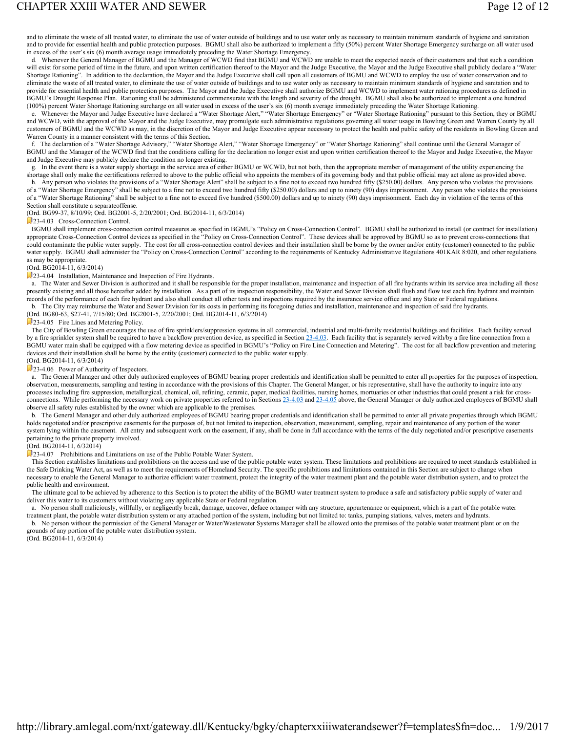and to eliminate the waste of all treated water, to eliminate the use of water outside of buildings and to use water only as necessary to maintain minimum standards of hygiene and sanitation and to provide for essential health and public protection purposes. BGMU shall also be authorized to implement a fifty (50%) percent Water Shortage Emergency surcharge on all water used in excess of the user's six (6) month average usage immediately preceding the Water Shortage Emergency.

d. Whenever the General Manager of BGMU and the Manager of WCWD find that BGMU and WCWD are unable to meet the expected needs of their customers and that such a condition will exist for some period of time in the future, and upon written certification thereof to the Mayor and the Judge Executive, the Mayor and the Judge Executive shall publicly declare a "Water Shortage Rationing". In addition to the declaration, the Mayor and the Judge Executive shall call upon all customers of BGMU and WCWD to employ the use of water conservation and to eliminate the waste of all treated water, to eliminate the use of water outside of buildings and to use water only as necessary to maintain minimum standards of hygiene and sanitation and to provide for essential health and public protection purposes. The Mayor and the Judge Executive shall authorize BGMU and WCWD to implement water rationing procedures as defined in BGMU's Drought Response Plan. Rationing shall be administered commensurate with the length and severity of the drought. BGMU shall also be authorized to implement a one hundred (100%) percent Water Shortage Rationing surcharge on all water used in excess of the user's six (6) month average immediately preceding the Water Shortage Rationing.

e. Whenever the Mayor and Judge Executive have declared a "Water Shortage Alert," "Water Shortage Emergency" or "Water Shortage Rationing" pursuant to this Section, they or BGMU and WCWD, with the approval of the Mayor and the Judge Executive, may promulgate such administrative regulations governing all water usage in Bowling Green and Warren County by all customers of BGMU and the WCWD as may, in the discretion of the Mayor and Judge Executive appear necessary to protect the health and public safety of the residents in Bowling Green and Warren County in a manner consistent with the terms of this Section.

f. The declaration of a "Water Shortage Advisory," "Water Shortage Alert," "Water Shortage Emergency" or "Water Shortage Rationing" shall continue until the General Manager of BGMU and the Manager of the WCWD find that the conditions calling for the declaration no longer exist and upon written certification thereof to the Mayor and Judge Executive, the Mayor and Judge Executive may publicly declare the condition no longer existing.

g. In the event there is a water supply shortage in the service area of either BGMU or WCWD, but not both, then the appropriate member of management of the utility experiencing the shortage shall only make the certifications referred to above to the public official who appoints the members of its governing body and that public official may act alone as provided above.

h. Any person who violates the provisions of a "Water Shortage Alert" shall be subject to a fine not to exceed two hundred fifty ($250.00) dollars. Any person who violates the provisions of a "Water Shortage Emergency" shall be subject to a fine not to exceed two hundred fifty ($250.00) dollars and up to ninety (90) days imprisonment. Any person who violates the provisions of a "Water Shortage Rationing" shall be subject to a fine not to exceed five hundred ($500.00) dollars and up to ninety (90) days imprisonment. Each day in violation of the terms of this Section shall constitute a separateoffense.

(Ord. BG99-37, 8/10/99; Ord. BG2001-5, 2/20/2001; Ord. BG2014-11, 6/3/2014)

### 23-4.03 Cross-Connection Control.

BGMU shall implement cross-connection control measures as specified in BGMU's "Policy on Cross-Connection Control". BGMU shall be authorized to install (or contract for installation) appropriate Cross-Connection Control devices as specified in the "Policy on Cross-Connection Control". These devices shall be approved by BGMU so as to prevent cross-connections that could contaminate the public water supply. The cost for all cross-connection control devices and their installation shall be borne by the owner and/or entity (customer) connected to the public water supply. BGMU shall administer the "Policy on Cross-Connection Control" according to the requirements of Kentucky Administrative Regulations 401KAR 8:020, and other regulations as may be appropriate.

(Ord. BG2014-11, 6/3/2014)

### 23-4.04 Installation, Maintenance and Inspection of Fire Hydrants.

a. The Water and Sewer Division is authorized and it shall be responsible for the proper installation, maintenance and inspection of all fire hydrants within its service area including all those presently existing and all those hereafter added by installation. As a part of its inspection responsibility, the Water and Sewer Division shall flush and flow test each fire hydrant and maintain records of the performance of each fire hydrant and also shall conduct all other tests and inspections required by the insurance service office and any State or Federal regulations.

b. The City may reimburse the Water and Sewer Division for its costs in performing its foregoing duties and installation, maintenance and inspection of said fire hydrants.

(Ord. BG80-63, S27-41, 7/15/80; Ord. BG2001-5, 2/20/2001; Ord. BG2014-11, 6/3/2014)

### 23-4.05 Fire Lines and Metering Policy.

The City of Bowling Green encourages the use of fire sprinklers/suppression systems in all commercial, industrial and multi-family residential buildings and facilities. Each facility served by a fire sprinkler system shall be required to have a backflow prevention device, as specified in Section 23-4.03. Each facility that is separately served with/by a fire line connection from a BGMU water main shall be equipped with a flow metering device as specified in BGMU's "Policy on Fire Line Connection and Metering". The cost for all backflow prevention and metering devices and their installation shall be borne by the entity (customer) connected to the public water supply.

(Ord. BG2014-11, 6/3/2014)

### 23-4.06 Power of Authority of Inspectors.

a. The General Manager and other duly authorized employees of BGMU bearing proper credentials and identification shall be permitted to enter all properties for the purposes of inspection, observation, measurements, sampling and testing in accordance with the provisions of this Chapter. The General Manger, or his representative, shall have the authority to inquire into any processes including fire suppression, metallurgical, chemical, oil, refining, ceramic, paper, medical facilities, nursing homes, mortuaries or other industries that could present a risk for cross-connections. While performing the necessary work on private properties referred to in Sections 23-4.03 and 23-4.05 above, the General Manager or duly authorized employees of BGMU shall observe all safety rules established by the owner which are applicable to the premises.

b. The General Manager and other duly authorized employees of BGMU bearing proper credentials and identification shall be permitted to enter all private properties through which BGMU holds negotiated and/or prescriptive easements for the purposes of, but not limited to inspection, observation, measurement, sampling, repair and maintenance of any portion of the water system lying within the easement. All entry and subsequent work on the easement, if any, shall be done in full accordance with the terms of the duly negotiated and/or prescriptive easements pertaining to the private property involved.

(Ord. BG2014-11, 6/32014)

### 23-4.07 Prohibitions and Limitations on use of the Public Potable Water System.

This Section establishes limitations and prohibitions on the access and use of the public potable water system. These limitations and prohibitions are required to meet standards established in the Safe Drinking Water Act, as well as to meet the requirements of Homeland Security. The specific prohibitions and limitations contained in this Section are subject to change when necessary to enable the General Manager to authorize efficient water treatment, protect the integrity of the water treatment plant and the potable water distribution system, and to protect the public health and environment.

The ultimate goal to be achieved by adherence to this Section is to protect the ability of the BGMU water treatment system to produce a safe and satisfactory public supply of water and deliver this water to its customers without violating any applicable State or Federal regulation.

a. No person shall maliciously, willfully, or negligently break, damage, uncover, deface ortamper with any structure, appurtenance or equipment, which is a part of the potable water treatment plant, the potable water distribution system or any attached portion of the system, including but not limited to: tanks, pumping stations, valves, meters and hydrants.

b. No person without the permission of the General Manager or Water/Wastewater Systems Manager shall be allowed onto the premises of the potable water treatment plant or on the grounds of any portion of the potable water distribution system.

(Ord. BG2014-11, 6/3/2014)